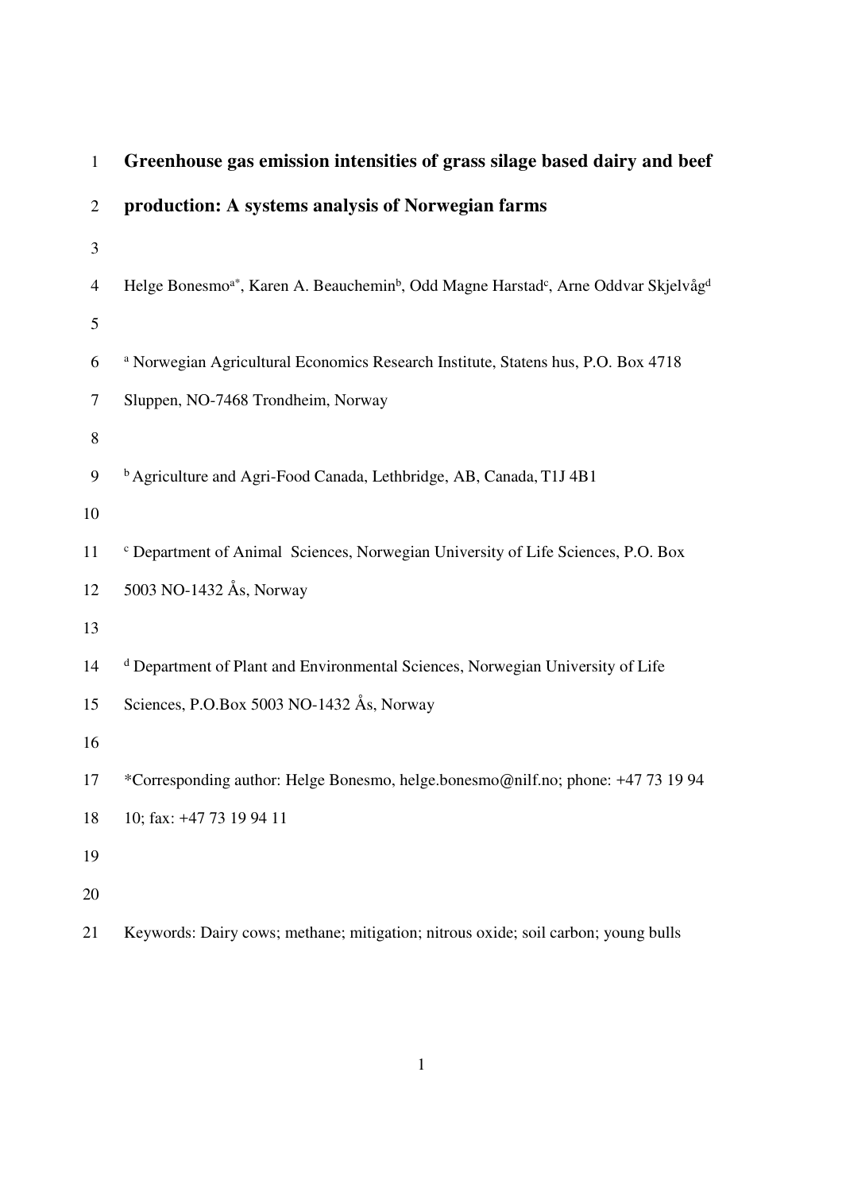# Greenhouse gas emission intensities of grass silage based dairy and beef production: A systems analysis of Norwegian farms

Helge Bonesmo[a*], Karen A. Beauchemin[b], Odd Magne Harstad[c], Arne Oddvar Skjelvåg[d]

[a] Norwegian Agricultural Economics Research Institute, Statens hus, P.O. Box 4718 Sluppen, NO-7468 Trondheim, Norway

[b] Agriculture and Agri-Food Canada, Lethbridge, AB, Canada, T1J 4B1

[c] Department of Animal Sciences, Norwegian University of Life Sciences, P.O. Box 5003 NO-1432 Ås, Norway

[d] Department of Plant and Environmental Sciences, Norwegian University of Life Sciences, P.O.Box 5003 NO-1432 Ås, Norway

*Corresponding author: Helge Bonesmo, helge.bonesmo@nilf.no; phone: +47 73 19 94 10; fax: +47 73 19 94 11

Keywords: Dairy cows; methane; mitigation; nitrous oxide; soil carbon; young bulls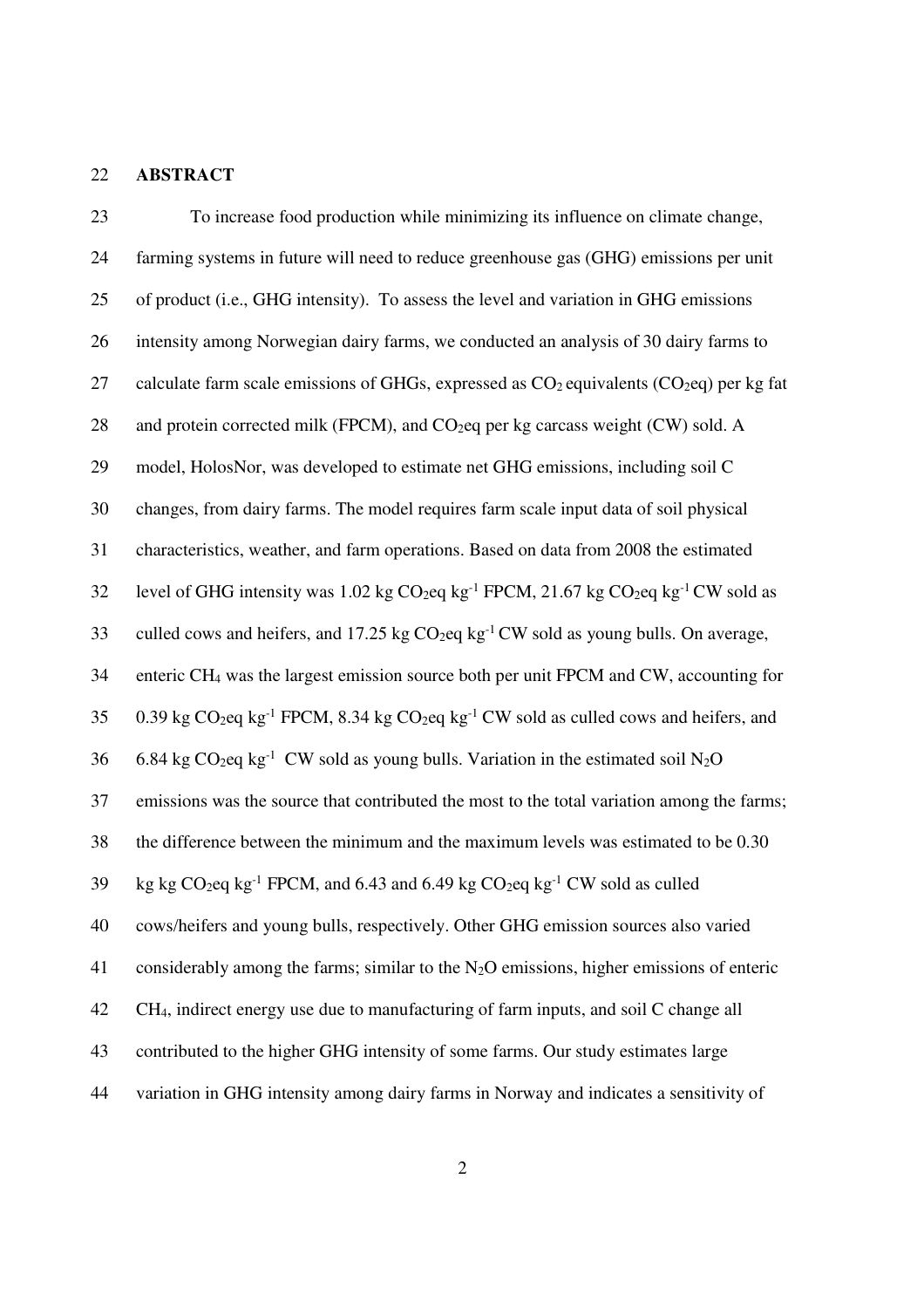## ABSTRACT

To increase food production while minimizing its influence on climate change, farming systems in future will need to reduce greenhouse gas (GHG) emissions per unit of product (i.e., GHG intensity). To assess the level and variation in GHG emissions intensity among Norwegian dairy farms, we conducted an analysis of 30 dairy farms to calculate farm scale emissions of GHGs, expressed as $CO_2$ equivalents ($CO_2$eq) per kg fat and protein corrected milk (FPCM), and $CO_2$eq per kg carcass weight (CW) sold. A model, HolosNor, was developed to estimate net GHG emissions, including soil C changes, from dairy farms. The model requires farm scale input data of soil physical characteristics, weather, and farm operations. Based on data from 2008 the estimated level of GHG intensity was 1.02 kg $CO_2$eq $kg^{-1}$ FPCM, 21.67 kg $CO_2$eq $kg^{-1}$ CW sold as culled cows and heifers, and 17.25 kg $CO_2$eq $kg^{-1}$ CW sold as young bulls. On average, enteric $CH_4$ was the largest emission source both per unit FPCM and CW, accounting for 0.39 kg $CO_2$eq $kg^{-1}$ FPCM, 8.34 kg $CO_2$eq $kg^{-1}$ CW sold as culled cows and heifers, and 6.84 kg $CO_2$eq $kg^{-1}$ CW sold as young bulls. Variation in the estimated soil $N_2O$ emissions was the source that contributed the most to the total variation among the farms; the difference between the minimum and the maximum levels was estimated to be 0.30 kg kg $CO_2$eq $kg^{-1}$ FPCM, and 6.43 and 6.49 kg $CO_2$eq $kg^{-1}$ CW sold as culled cows/heifers and young bulls, respectively. Other GHG emission sources also varied considerably among the farms; similar to the $N_2O$ emissions, higher emissions of enteric $CH_4$, indirect energy use due to manufacturing of farm inputs, and soil C change all contributed to the higher GHG intensity of some farms. Our study estimates large variation in GHG intensity among dairy farms in Norway and indicates a sensitivity of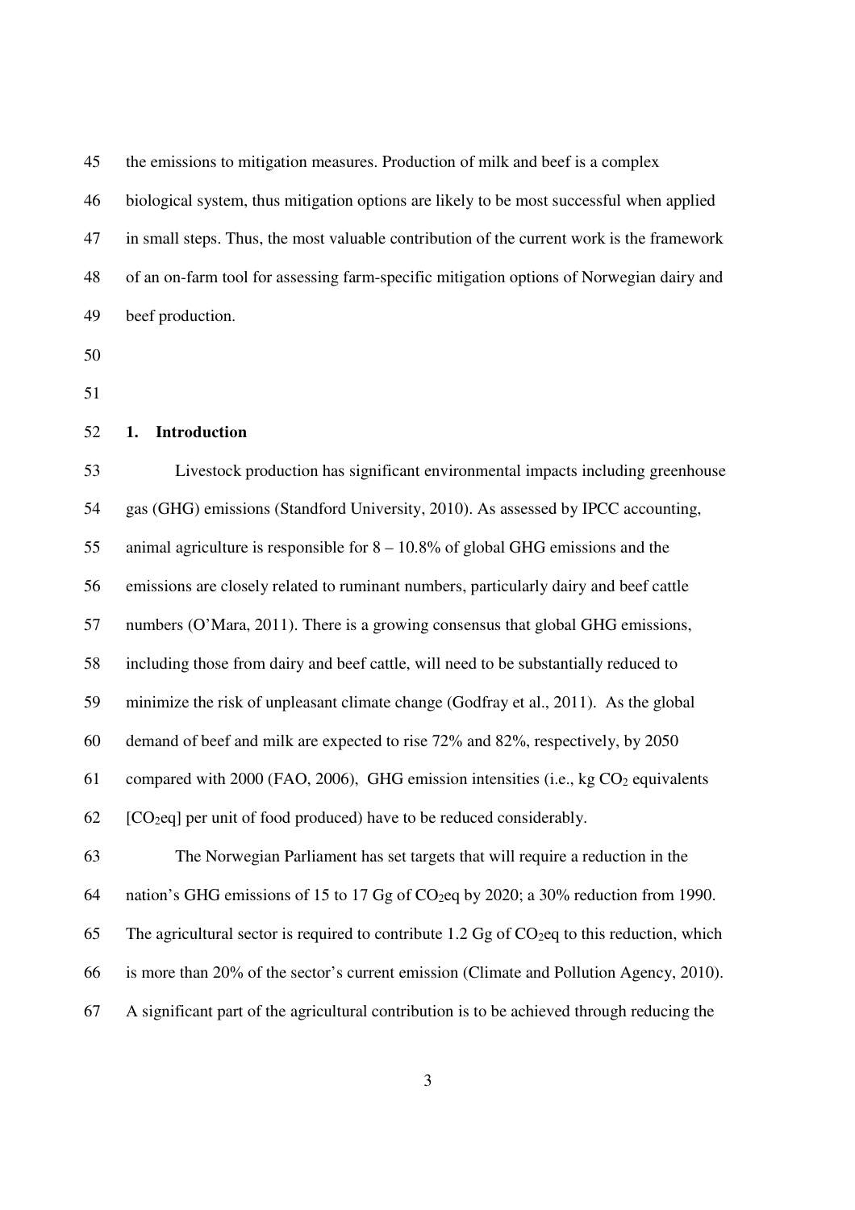the emissions to mitigation measures. Production of milk and beef is a complex biological system, thus mitigation options are likely to be most successful when applied in small steps. Thus, the most valuable contribution of the current work is the framework of an on-farm tool for assessing farm-specific mitigation options of Norwegian dairy and beef production.

## 1. Introduction

Livestock production has significant environmental impacts including greenhouse gas (GHG) emissions (Standford University, 2010). As assessed by IPCC accounting, animal agriculture is responsible for 8 – 10.8% of global GHG emissions and the emissions are closely related to ruminant numbers, particularly dairy and beef cattle numbers (O'Mara, 2011). There is a growing consensus that global GHG emissions, including those from dairy and beef cattle, will need to be substantially reduced to minimize the risk of unpleasant climate change (Godfray et al., 2011). As the global demand of beef and milk are expected to rise 72% and 82%, respectively, by 2050 compared with 2000 (FAO, 2006), GHG emission intensities (i.e., kg $CO_2$ equivalents [$CO_2$eq] per unit of food produced) have to be reduced considerably.

The Norwegian Parliament has set targets that will require a reduction in the nation's GHG emissions of 15 to 17 Gg of $CO_2$eq by 2020; a 30% reduction from 1990. The agricultural sector is required to contribute 1.2 Gg of $CO_2$eq to this reduction, which is more than 20% of the sector's current emission (Climate and Pollution Agency, 2010). A significant part of the agricultural contribution is to be achieved through reducing the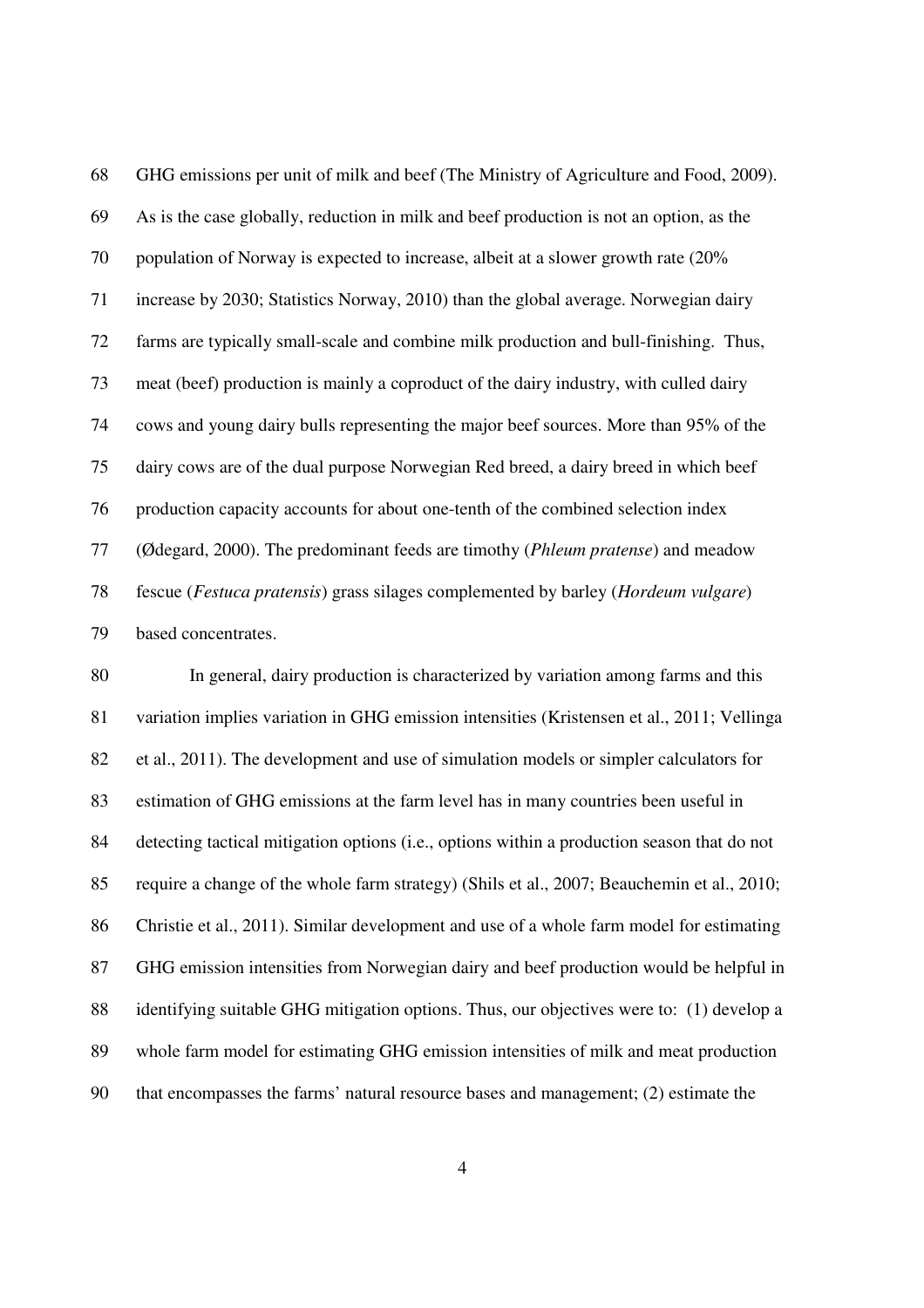GHG emissions per unit of milk and beef (The Ministry of Agriculture and Food, 2009). As is the case globally, reduction in milk and beef production is not an option, as the population of Norway is expected to increase, albeit at a slower growth rate (20% increase by 2030; Statistics Norway, 2010) than the global average. Norwegian dairy farms are typically small-scale and combine milk production and bull-finishing. Thus, meat (beef) production is mainly a coproduct of the dairy industry, with culled dairy cows and young dairy bulls representing the major beef sources. More than 95% of the dairy cows are of the dual purpose Norwegian Red breed, a dairy breed in which beef production capacity accounts for about one-tenth of the combined selection index (Ødegard, 2000). The predominant feeds are timothy (*Phleum pratense*) and meadow fescue (*Festuca pratensis*) grass silages complemented by barley (*Hordeum vulgare*) based concentrates.

In general, dairy production is characterized by variation among farms and this variation implies variation in GHG emission intensities (Kristensen et al., 2011; Vellinga et al., 2011). The development and use of simulation models or simpler calculators for estimation of GHG emissions at the farm level has in many countries been useful in detecting tactical mitigation options (i.e., options within a production season that do not require a change of the whole farm strategy) (Shils et al., 2007; Beauchemin et al., 2010; Christie et al., 2011). Similar development and use of a whole farm model for estimating GHG emission intensities from Norwegian dairy and beef production would be helpful in identifying suitable GHG mitigation options. Thus, our objectives were to: (1) develop a whole farm model for estimating GHG emission intensities of milk and meat production that encompasses the farms' natural resource bases and management; (2) estimate the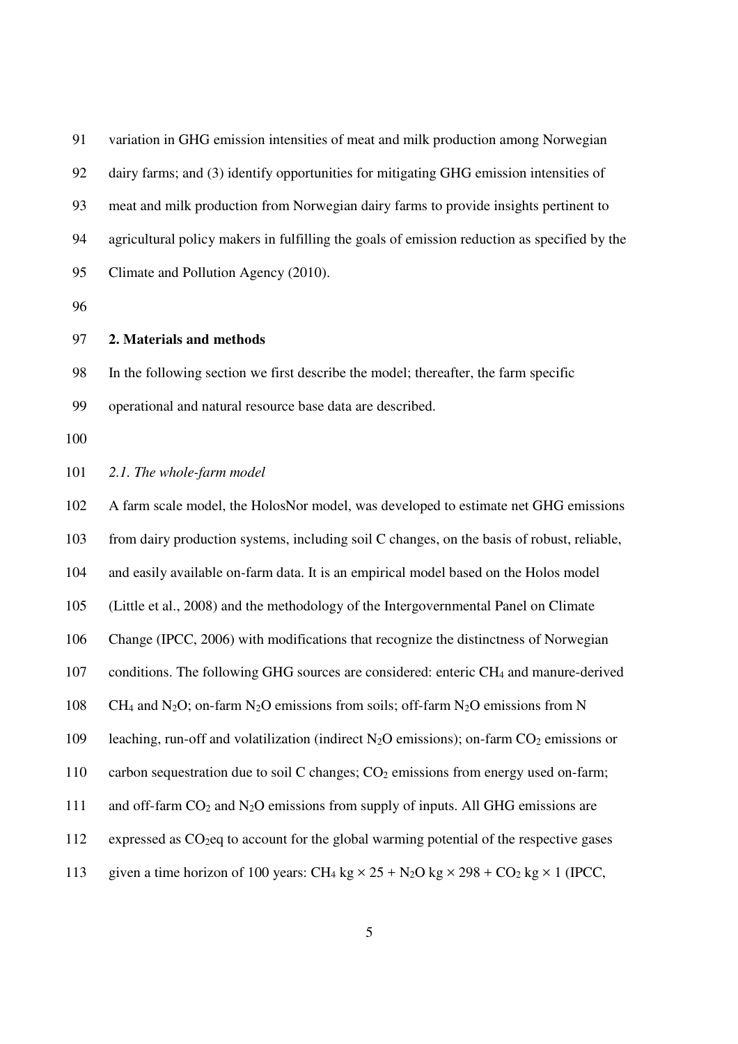variation in GHG emission intensities of meat and milk production among Norwegian dairy farms; and (3) identify opportunities for mitigating GHG emission intensities of meat and milk production from Norwegian dairy farms to provide insights pertinent to agricultural policy makers in fulfilling the goals of emission reduction as specified by the Climate and Pollution Agency (2010).

## 2. Materials and methods

In the following section we first describe the model; thereafter, the farm specific operational and natural resource base data are described.

### *2.1. The whole-farm model*

A farm scale model, the HolosNor model, was developed to estimate net GHG emissions from dairy production systems, including soil C changes, on the basis of robust, reliable, and easily available on-farm data. It is an empirical model based on the Holos model (Little et al., 2008) and the methodology of the Intergovernmental Panel on Climate Change (IPCC, 2006) with modifications that recognize the distinctness of Norwegian conditions. The following GHG sources are considered: enteric $CH_4$ and manure-derived $CH_4$ and $N_2O$; on-farm $N_2O$ emissions from soils; off-farm $N_2O$ emissions from N leaching, run-off and volatilization (indirect $N_2O$ emissions); on-farm $CO_2$ emissions or carbon sequestration due to soil C changes; $CO_2$ emissions from energy used on-farm; and off-farm $CO_2$ and $N_2O$ emissions from supply of inputs. All GHG emissions are expressed as $CO_2$eq to account for the global warming potential of the respective gases given a time horizon of 100 years: $CH_4$ kg $\times$ 25 + $N_2O$ kg $\times$ 298 + $CO_2$ kg $\times$ 1 (IPCC,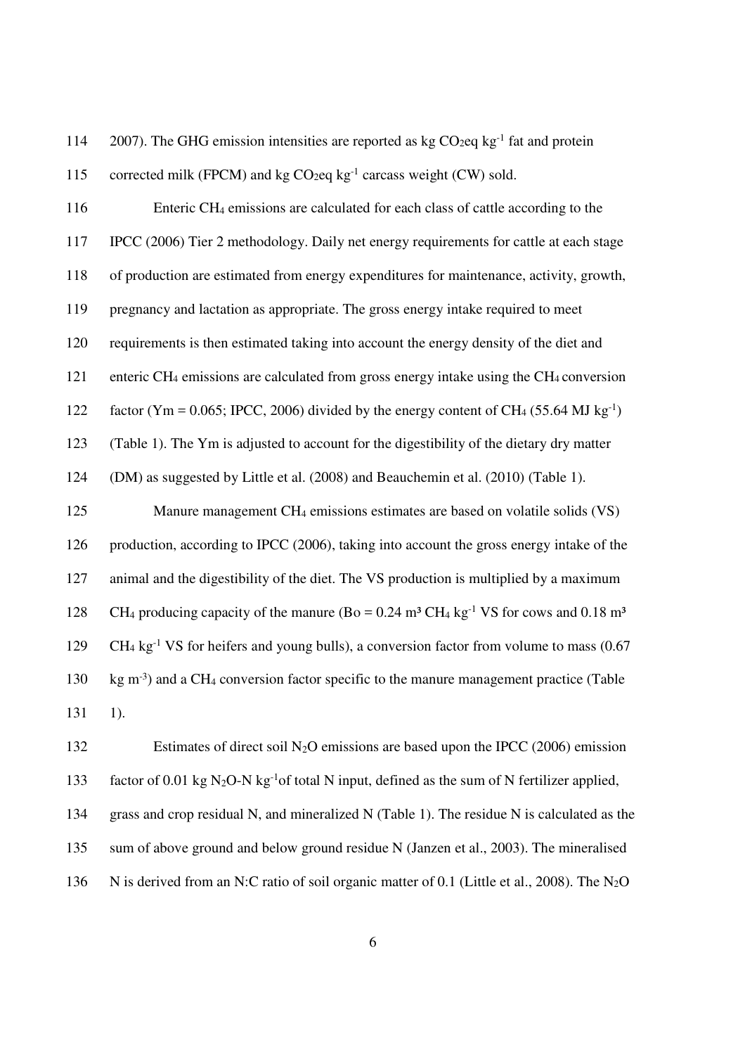2007). The GHG emission intensities are reported as kg $CO_2$eq $kg^{-1}$ fat and protein corrected milk (FPCM) and kg $CO_2$eq $kg^{-1}$ carcass weight (CW) sold.

Enteric $CH_4$ emissions are calculated for each class of cattle according to the IPCC (2006) Tier 2 methodology. Daily net energy requirements for cattle at each stage of production are estimated from energy expenditures for maintenance, activity, growth, pregnancy and lactation as appropriate. The gross energy intake required to meet requirements is then estimated taking into account the energy density of the diet and enteric $CH_4$ emissions are calculated from gross energy intake using the $CH_4$ conversion factor (Ym = 0.065; IPCC, 2006) divided by the energy content of $CH_4$ (55.64 MJ $kg^{-1}$) (Table 1). The Ym is adjusted to account for the digestibility of the dietary dry matter (DM) as suggested by Little et al. (2008) and Beauchemin et al. (2010) (Table 1).

Manure management $CH_4$ emissions estimates are based on volatile solids (VS) production, according to IPCC (2006), taking into account the gross energy intake of the animal and the digestibility of the diet. The VS production is multiplied by a maximum $CH_4$ producing capacity of the manure (Bo = 0.24 $m^3$ $CH_4$ $kg^{-1}$ VS for cows and 0.18 $m^3$ $CH_4$ $kg^{-1}$ VS for heifers and young bulls), a conversion factor from volume to mass (0.67 kg $m^{-3}$) and a $CH_4$ conversion factor specific to the manure management practice (Table 1).

Estimates of direct soil $N_2O$ emissions are based upon the IPCC (2006) emission factor of 0.01 kg $N_2O$-N $kg^{-1}$of total N input, defined as the sum of N fertilizer applied, grass and crop residual N, and mineralized N (Table 1). The residue N is calculated as the sum of above ground and below ground residue N (Janzen et al., 2003). The mineralised N is derived from an N:C ratio of soil organic matter of 0.1 (Little et al., 2008). The $N_2O$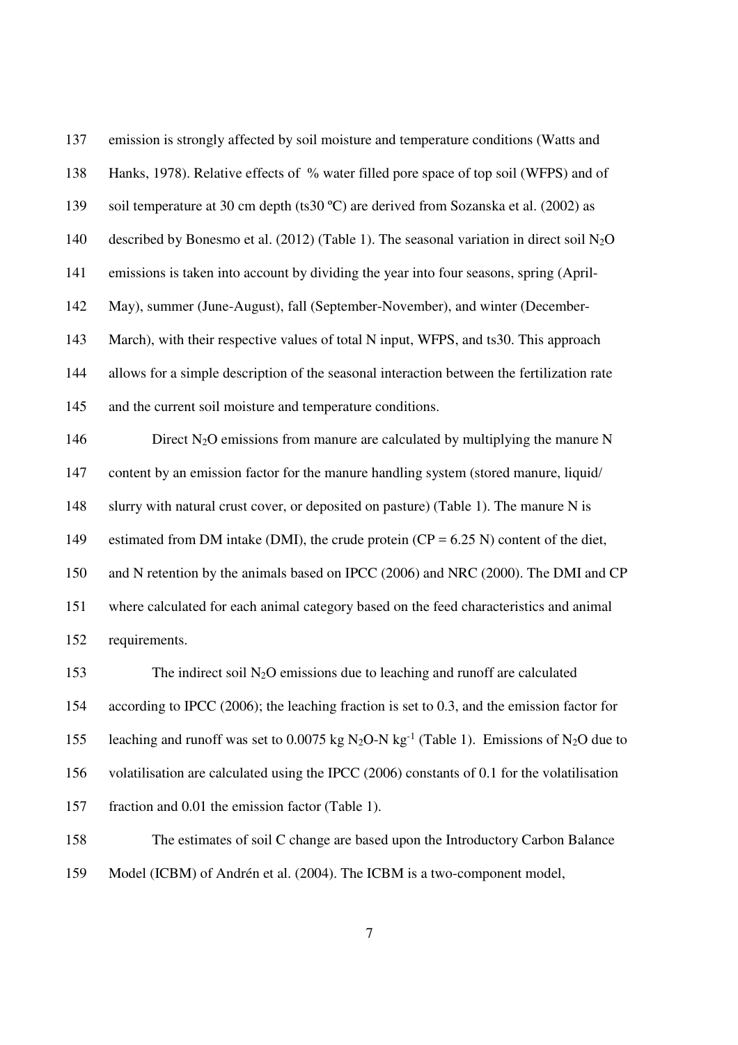emission is strongly affected by soil moisture and temperature conditions (Watts and Hanks, 1978). Relative effects of % water filled pore space of top soil (WFPS) and of soil temperature at 30 cm depth (ts30 ºC) are derived from Sozanska et al. (2002) as described by Bonesmo et al. (2012) (Table 1). The seasonal variation in direct soil $N_2O$ emissions is taken into account by dividing the year into four seasons, spring (April-May), summer (June-August), fall (September-November), and winter (December-March), with their respective values of total N input, WFPS, and ts30. This approach allows for a simple description of the seasonal interaction between the fertilization rate and the current soil moisture and temperature conditions.

Direct $N_2O$ emissions from manure are calculated by multiplying the manure N content by an emission factor for the manure handling system (stored manure, liquid/ slurry with natural crust cover, or deposited on pasture) (Table 1). The manure N is estimated from DM intake (DMI), the crude protein (CP = 6.25 N) content of the diet, and N retention by the animals based on IPCC (2006) and NRC (2000). The DMI and CP where calculated for each animal category based on the feed characteristics and animal requirements.

The indirect soil $N_2O$ emissions due to leaching and runoff are calculated according to IPCC (2006); the leaching fraction is set to 0.3, and the emission factor for leaching and runoff was set to 0.0075 kg $N_2O$-N $kg^{-1}$ (Table 1). Emissions of $N_2O$ due to volatilisation are calculated using the IPCC (2006) constants of 0.1 for the volatilisation fraction and 0.01 the emission factor (Table 1).

The estimates of soil C change are based upon the Introductory Carbon Balance Model (ICBM) of Andrén et al. (2004). The ICBM is a two-component model,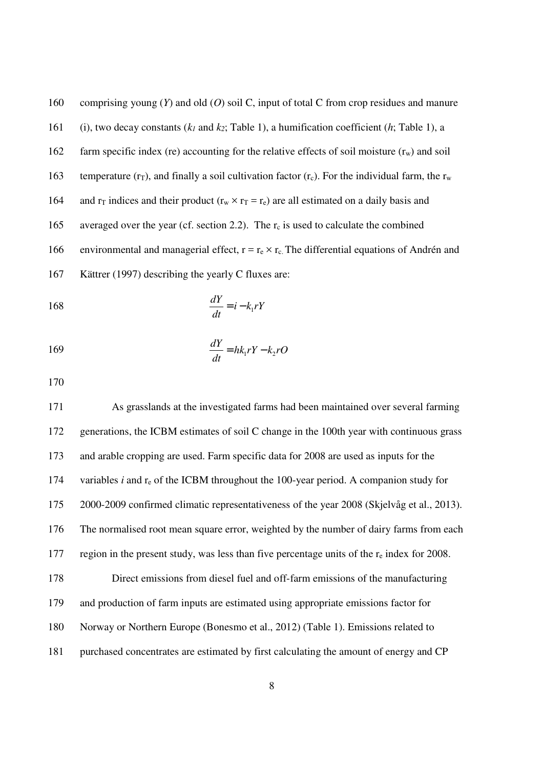comprising young (*Y*) and old (*O*) soil C, input of total C from crop residues and manure (i), two decay constants ($k_1$ and $k_2$; Table 1), a humification coefficient (*h*; Table 1), a farm specific index (re) accounting for the relative effects of soil moisture ($r_w$) and soil temperature ($r_T$), and finally a soil cultivation factor ($r_c$). For the individual farm, the $r_w$ and $r_T$ indices and their product ($r_w \times r_T = r_e$) are all estimated on a daily basis and averaged over the year (cf. section 2.2). The $r_c$ is used to calculate the combined environmental and managerial effect, $r = r_e \times r_c$. The differential equations of Andrén and Kättrer (1997) describing the yearly C fluxes are:

$$\frac{dY}{dt} = i - k_1 r Y$$

$$\frac{dY}{dt} = h k_1 r Y - k_2 r O$$

As grasslands at the investigated farms had been maintained over several farming generations, the ICBM estimates of soil C change in the 100th year with continuous grass and arable cropping are used. Farm specific data for 2008 are used as inputs for the variables *i* and $r_e$ of the ICBM throughout the 100-year period. A companion study for 2000-2009 confirmed climatic representativeness of the year 2008 (Skjelvåg et al., 2013). The normalised root mean square error, weighted by the number of dairy farms from each region in the present study, was less than five percentage units of the $r_e$ index for 2008.

Direct emissions from diesel fuel and off-farm emissions of the manufacturing and production of farm inputs are estimated using appropriate emissions factor for Norway or Northern Europe (Bonesmo et al., 2012) (Table 1). Emissions related to purchased concentrates are estimated by first calculating the amount of energy and CP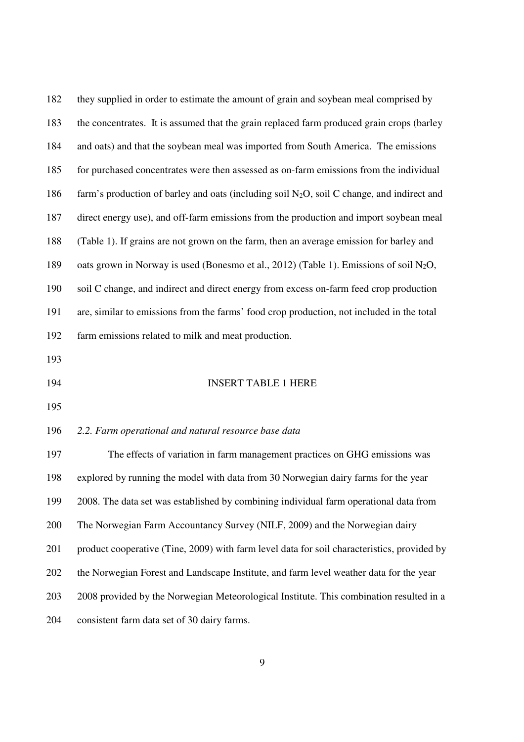they supplied in order to estimate the amount of grain and soybean meal comprised by the concentrates. It is assumed that the grain replaced farm produced grain crops (barley and oats) and that the soybean meal was imported from South America. The emissions for purchased concentrates were then assessed as on-farm emissions from the individual farm's production of barley and oats (including soil $N_2O$, soil C change, and indirect and direct energy use), and off-farm emissions from the production and import soybean meal (Table 1). If grains are not grown on the farm, then an average emission for barley and oats grown in Norway is used (Bonesmo et al., 2012) (Table 1). Emissions of soil $N_2O$, soil C change, and indirect and direct energy from excess on-farm feed crop production are, similar to emissions from the farms' food crop production, not included in the total farm emissions related to milk and meat production.

INSERT TABLE 1 HERE

### *2.2. Farm operational and natural resource base data*

The effects of variation in farm management practices on GHG emissions was explored by running the model with data from 30 Norwegian dairy farms for the year 2008. The data set was established by combining individual farm operational data from The Norwegian Farm Accountancy Survey (NILF, 2009) and the Norwegian dairy product cooperative (Tine, 2009) with farm level data for soil characteristics, provided by the Norwegian Forest and Landscape Institute, and farm level weather data for the year 2008 provided by the Norwegian Meteorological Institute. This combination resulted in a consistent farm data set of 30 dairy farms.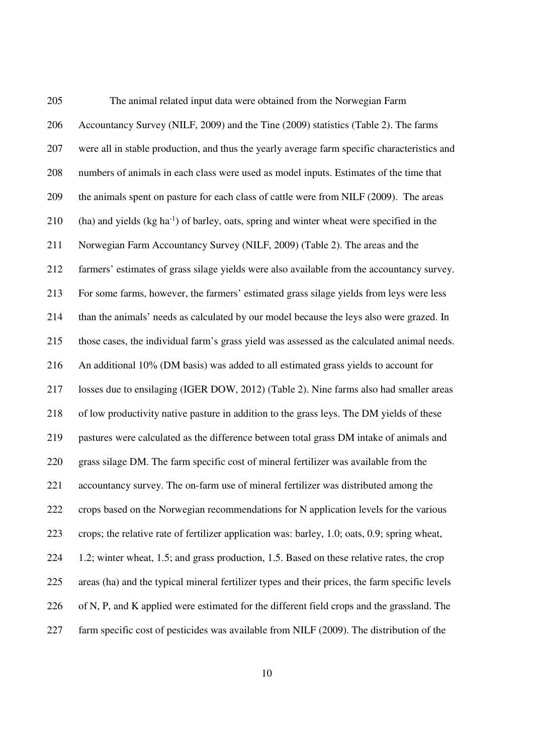The animal related input data were obtained from the Norwegian Farm Accountancy Survey (NILF, 2009) and the Tine (2009) statistics (Table 2). The farms were all in stable production, and thus the yearly average farm specific characteristics and numbers of animals in each class were used as model inputs. Estimates of the time that the animals spent on pasture for each class of cattle were from NILF (2009). The areas (ha) and yields (kg $ha^{-1}$) of barley, oats, spring and winter wheat were specified in the Norwegian Farm Accountancy Survey (NILF, 2009) (Table 2). The areas and the farmers' estimates of grass silage yields were also available from the accountancy survey. For some farms, however, the farmers' estimated grass silage yields from leys were less than the animals' needs as calculated by our model because the leys also were grazed. In those cases, the individual farm's grass yield was assessed as the calculated animal needs. An additional 10% (DM basis) was added to all estimated grass yields to account for losses due to ensilaging (IGER DOW, 2012) (Table 2). Nine farms also had smaller areas of low productivity native pasture in addition to the grass leys. The DM yields of these pastures were calculated as the difference between total grass DM intake of animals and grass silage DM. The farm specific cost of mineral fertilizer was available from the accountancy survey. The on-farm use of mineral fertilizer was distributed among the crops based on the Norwegian recommendations for N application levels for the various crops; the relative rate of fertilizer application was: barley, 1.0; oats, 0.9; spring wheat, 1.2; winter wheat, 1.5; and grass production, 1.5. Based on these relative rates, the crop areas (ha) and the typical mineral fertilizer types and their prices, the farm specific levels of N, P, and K applied were estimated for the different field crops and the grassland. The farm specific cost of pesticides was available from NILF (2009). The distribution of the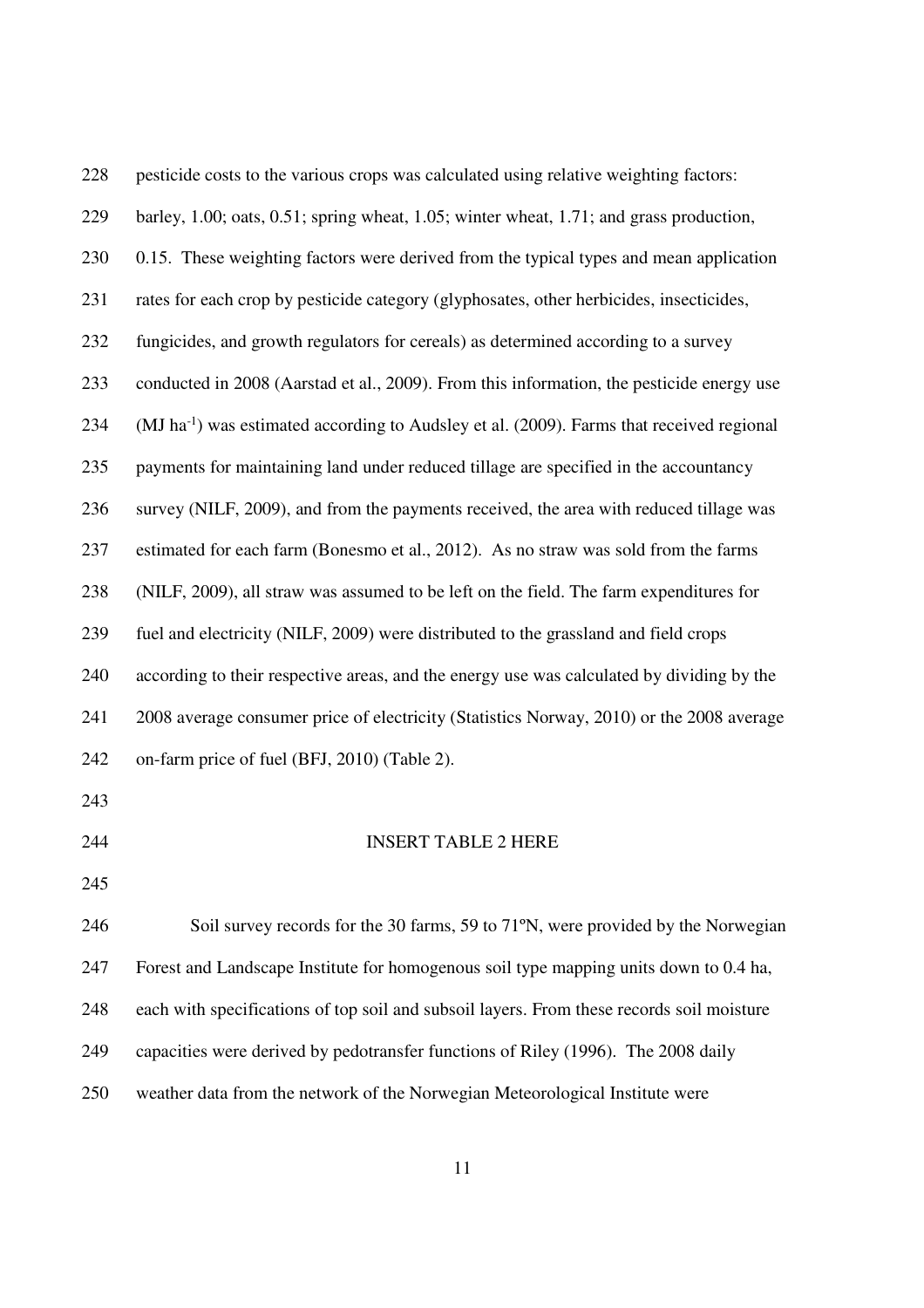pesticide costs to the various crops was calculated using relative weighting factors: barley, 1.00; oats, 0.51; spring wheat, 1.05; winter wheat, 1.71; and grass production, 0.15. These weighting factors were derived from the typical types and mean application rates for each crop by pesticide category (glyphosates, other herbicides, insecticides, fungicides, and growth regulators for cereals) as determined according to a survey conducted in 2008 (Aarstad et al., 2009). From this information, the pesticide energy use (MJ $ha^{-1}$) was estimated according to Audsley et al. (2009). Farms that received regional payments for maintaining land under reduced tillage are specified in the accountancy survey (NILF, 2009), and from the payments received, the area with reduced tillage was estimated for each farm (Bonesmo et al., 2012). As no straw was sold from the farms (NILF, 2009), all straw was assumed to be left on the field. The farm expenditures for fuel and electricity (NILF, 2009) were distributed to the grassland and field crops according to their respective areas, and the energy use was calculated by dividing by the 2008 average consumer price of electricity (Statistics Norway, 2010) or the 2008 average on-farm price of fuel (BFJ, 2010) (Table 2).

INSERT TABLE 2 HERE

Soil survey records for the 30 farms, 59 to 71ºN, were provided by the Norwegian Forest and Landscape Institute for homogenous soil type mapping units down to 0.4 ha, each with specifications of top soil and subsoil layers. From these records soil moisture capacities were derived by pedotransfer functions of Riley (1996). The 2008 daily weather data from the network of the Norwegian Meteorological Institute were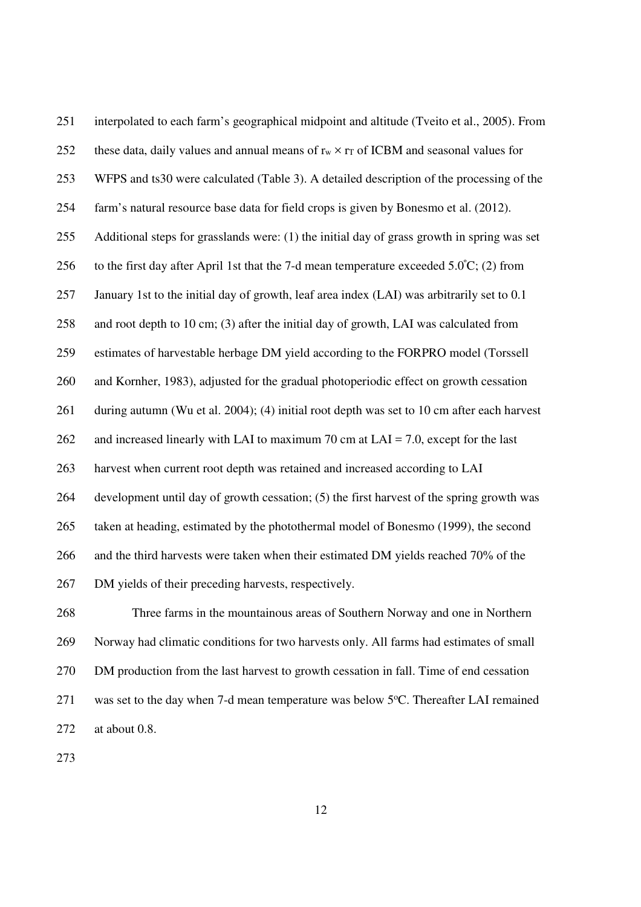interpolated to each farm's geographical midpoint and altitude (Tveito et al., 2005). From these data, daily values and annual means of $r_w \times r_T$ of ICBM and seasonal values for WFPS and ts30 were calculated (Table 3). A detailed description of the processing of the farm's natural resource base data for field crops is given by Bonesmo et al. (2012). Additional steps for grasslands were: (1) the initial day of grass growth in spring was set to the first day after April 1st that the 7-d mean temperature exceeded 5.0°C; (2) from January 1st to the initial day of growth, leaf area index (LAI) was arbitrarily set to 0.1 and root depth to 10 cm; (3) after the initial day of growth, LAI was calculated from estimates of harvestable herbage DM yield according to the FORPRO model (Torssell and Kornher, 1983), adjusted for the gradual photoperiodic effect on growth cessation during autumn (Wu et al. 2004); (4) initial root depth was set to 10 cm after each harvest and increased linearly with LAI to maximum 70 cm at LAI = 7.0, except for the last harvest when current root depth was retained and increased according to LAI development until day of growth cessation; (5) the first harvest of the spring growth was taken at heading, estimated by the photothermal model of Bonesmo (1999), the second and the third harvests were taken when their estimated DM yields reached 70% of the DM yields of their preceding harvests, respectively.

Three farms in the mountainous areas of Southern Norway and one in Northern Norway had climatic conditions for two harvests only. All farms had estimates of small DM production from the last harvest to growth cessation in fall. Time of end cessation was set to the day when 7-d mean temperature was below 5°C. Thereafter LAI remained at about 0.8.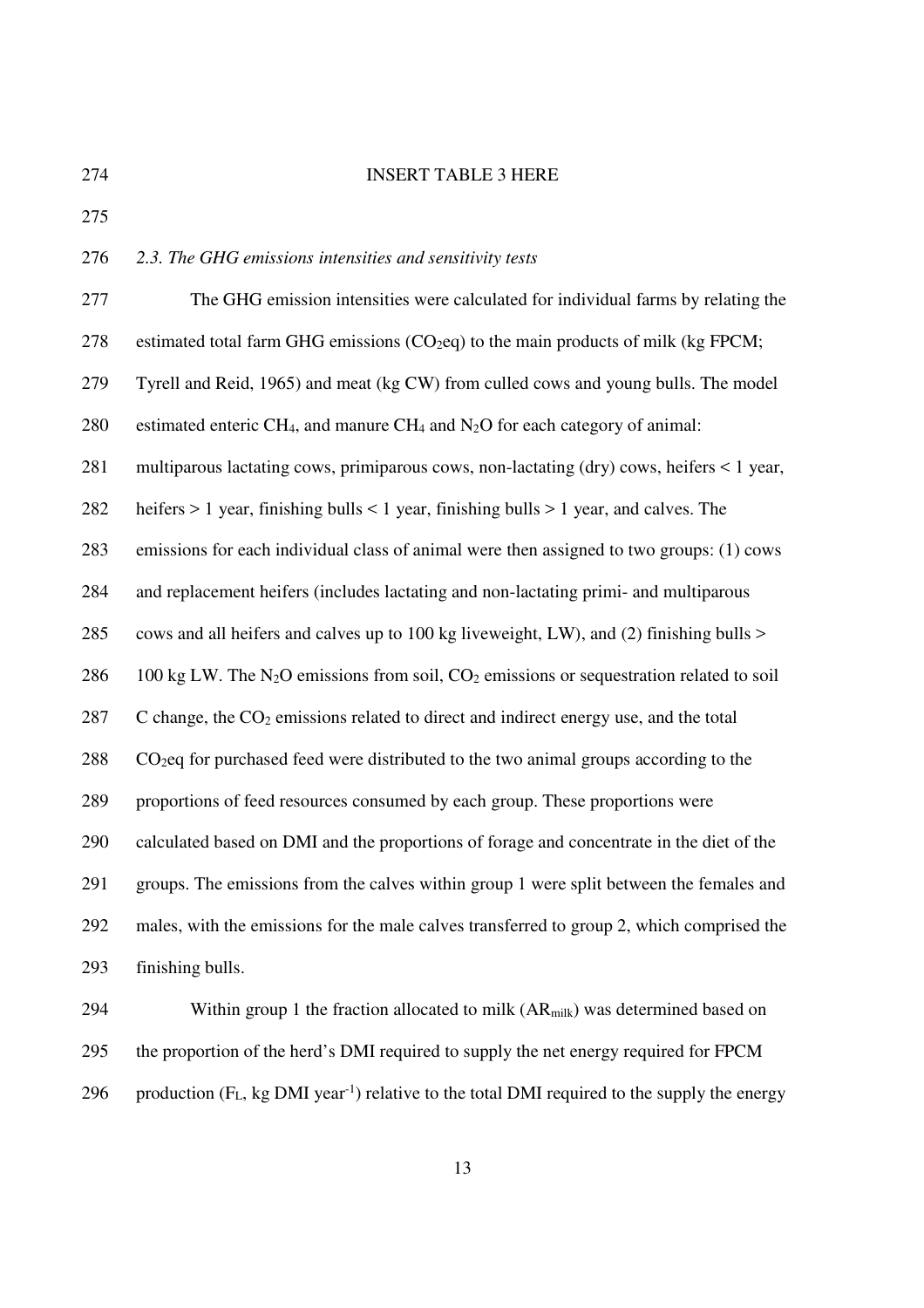INSERT TABLE 3 HERE

*2.3. The GHG emissions intensities and sensitivity tests*

The GHG emission intensities were calculated for individual farms by relating the estimated total farm GHG emissions ($CO_2$eq) to the main products of milk (kg FPCM; Tyrell and Reid, 1965) and meat (kg CW) from culled cows and young bulls. The model estimated enteric $CH_4$, and manure $CH_4$ and $N_2O$ for each category of animal: multiparous lactating cows, primiparous cows, non-lactating (dry) cows, heifers < 1 year, heifers > 1 year, finishing bulls < 1 year, finishing bulls > 1 year, and calves. The emissions for each individual class of animal were then assigned to two groups: (1) cows and replacement heifers (includes lactating and non-lactating primi- and multiparous cows and all heifers and calves up to 100 kg liveweight, LW), and (2) finishing bulls > 100 kg LW. The $N_2O$ emissions from soil, $CO_2$ emissions or sequestration related to soil C change, the $CO_2$ emissions related to direct and indirect energy use, and the total $CO_2$eq for purchased feed were distributed to the two animal groups according to the proportions of feed resources consumed by each group. These proportions were calculated based on DMI and the proportions of forage and concentrate in the diet of the groups. The emissions from the calves within group 1 were split between the females and males, with the emissions for the male calves transferred to group 2, which comprised the finishing bulls.

Within group 1 the fraction allocated to milk ($AR_{milk}$) was determined based on the proportion of the herd's DMI required to supply the net energy required for FPCM production ($F_L$, kg DMI year$^{-1}$) relative to the total DMI required to the supply the energy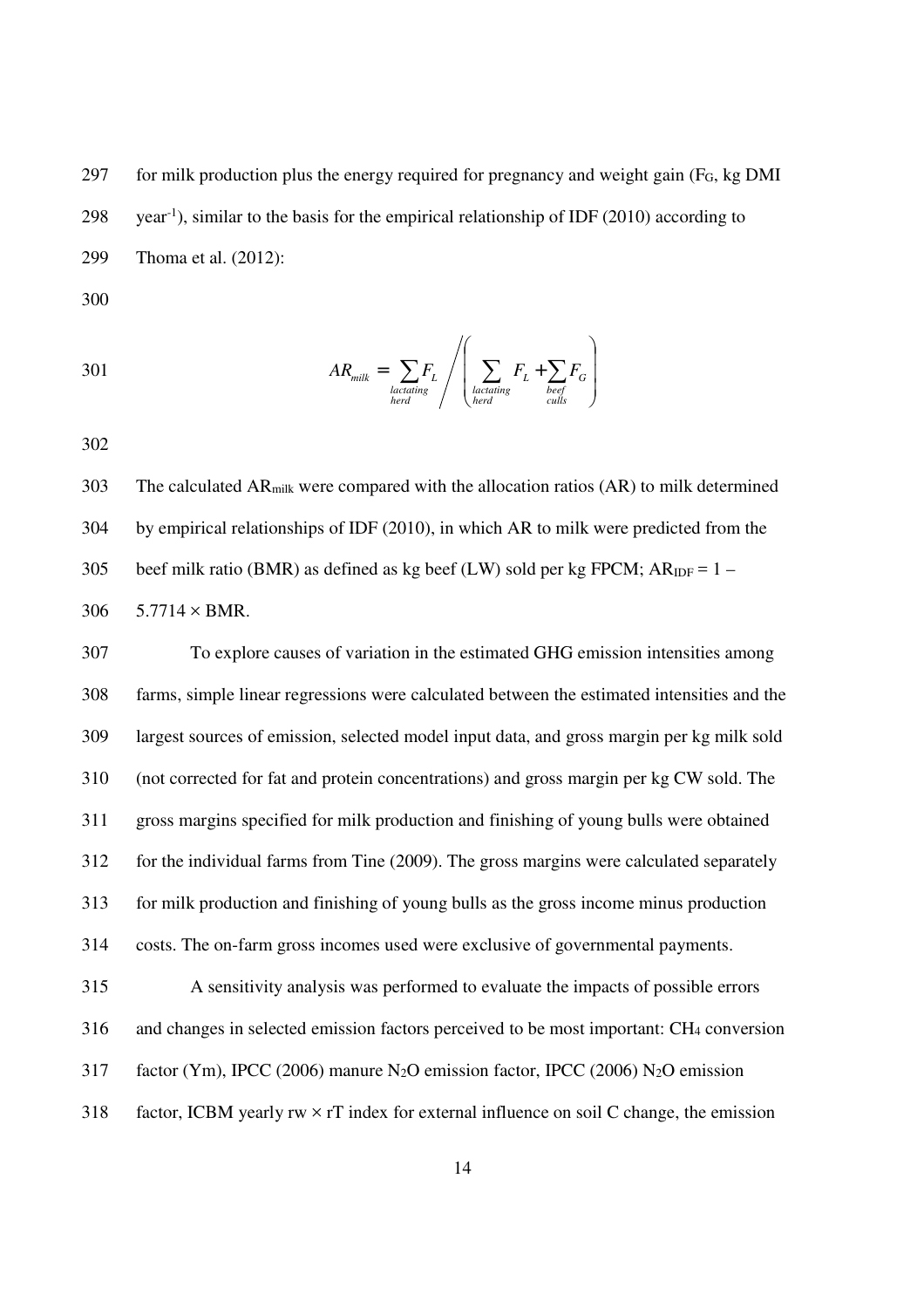for milk production plus the energy required for pregnancy and weight gain ($F_G$, kg DMI year$^{-1}$), similar to the basis for the empirical relationship of IDF (2010) according to Thoma et al. (2012):

$$AR_{milk} = \sum_{\substack{lactating \\ herd}} F_L \Bigg/ \left( \sum_{\substack{lactating \\ herd}} F_L + \sum_{\substack{beef \\ culls}} F_G \right)$$

The calculated $AR_{milk}$ were compared with the allocation ratios (AR) to milk determined by empirical relationships of IDF (2010), in which AR to milk were predicted from the beef milk ratio (BMR) as defined as kg beef (LW) sold per kg FPCM; $AR_{IDF} = 1 - 5.7714 \times BMR$.

To explore causes of variation in the estimated GHG emission intensities among farms, simple linear regressions were calculated between the estimated intensities and the largest sources of emission, selected model input data, and gross margin per kg milk sold (not corrected for fat and protein concentrations) and gross margin per kg CW sold. The gross margins specified for milk production and finishing of young bulls were obtained for the individual farms from Tine (2009). The gross margins were calculated separately for milk production and finishing of young bulls as the gross income minus production costs. The on-farm gross incomes used were exclusive of governmental payments.

A sensitivity analysis was performed to evaluate the impacts of possible errors and changes in selected emission factors perceived to be most important: $CH_4$ conversion factor (Ym), IPCC (2006) manure $N_2O$ emission factor, IPCC (2006) $N_2O$ emission factor, ICBM yearly rw × rT index for external influence on soil C change, the emission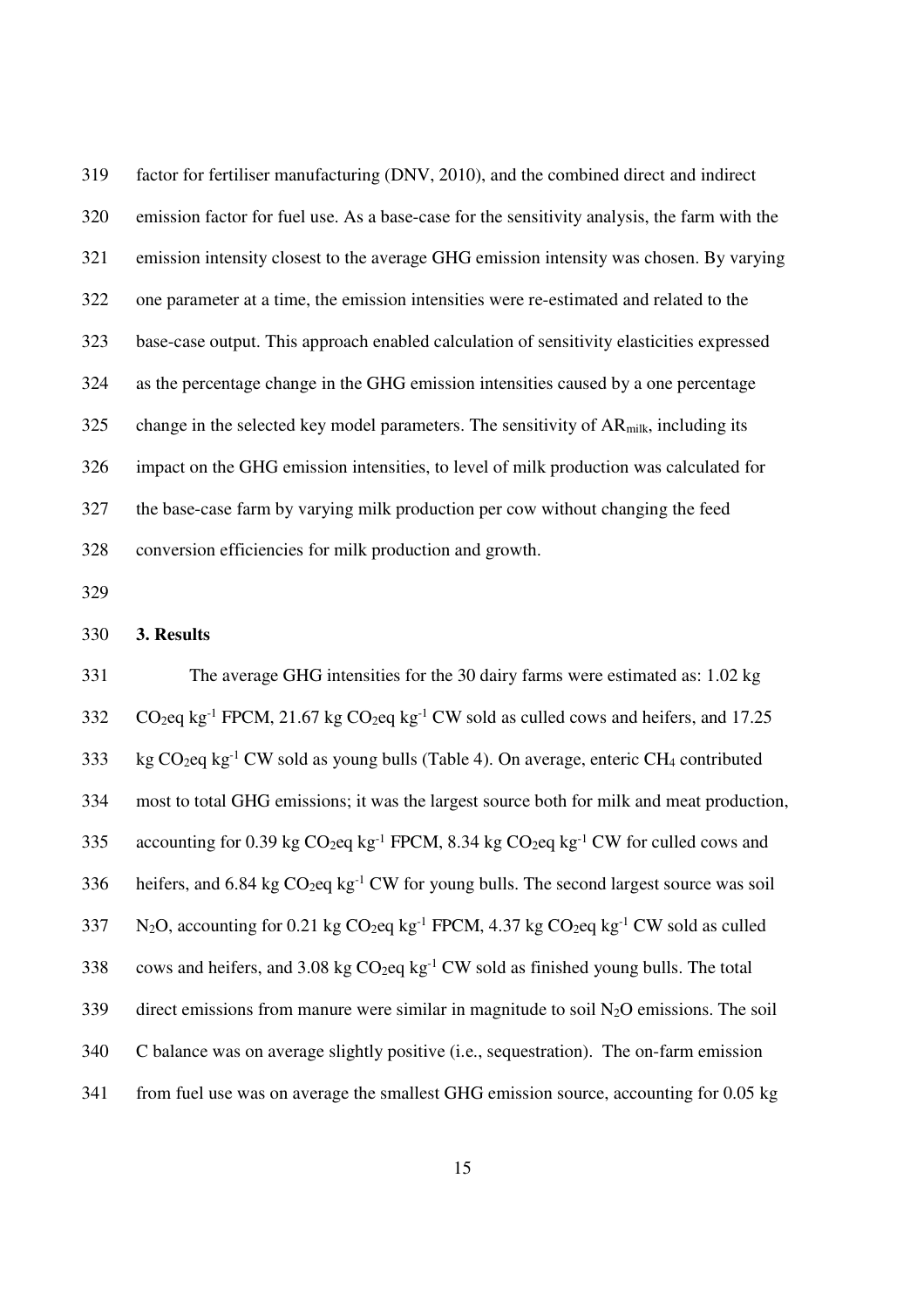factor for fertiliser manufacturing (DNV, 2010), and the combined direct and indirect emission factor for fuel use. As a base-case for the sensitivity analysis, the farm with the emission intensity closest to the average GHG emission intensity was chosen. By varying one parameter at a time, the emission intensities were re-estimated and related to the base-case output. This approach enabled calculation of sensitivity elasticities expressed as the percentage change in the GHG emission intensities caused by a one percentage change in the selected key model parameters. The sensitivity of $AR_{milk}$, including its impact on the GHG emission intensities, to level of milk production was calculated for the base-case farm by varying milk production per cow without changing the feed conversion efficiencies for milk production and growth.

## 3. Results

The average GHG intensities for the 30 dairy farms were estimated as: 1.02 kg $CO_2$eq $kg^{-1}$ FPCM, 21.67 kg $CO_2$eq $kg^{-1}$ CW sold as culled cows and heifers, and 17.25 kg $CO_2$eq $kg^{-1}$ CW sold as young bulls (Table 4). On average, enteric $CH_4$ contributed most to total GHG emissions; it was the largest source both for milk and meat production, accounting for 0.39 kg $CO_2$eq $kg^{-1}$ FPCM, 8.34 kg $CO_2$eq $kg^{-1}$ CW for culled cows and heifers, and 6.84 kg $CO_2$eq $kg^{-1}$ CW for young bulls. The second largest source was soil $N_2O$, accounting for 0.21 kg $CO_2$eq $kg^{-1}$ FPCM, 4.37 kg $CO_2$eq $kg^{-1}$ CW sold as culled cows and heifers, and 3.08 kg $CO_2$eq $kg^{-1}$ CW sold as finished young bulls. The total direct emissions from manure were similar in magnitude to soil $N_2O$ emissions. The soil C balance was on average slightly positive (i.e., sequestration). The on-farm emission from fuel use was on average the smallest GHG emission source, accounting for 0.05 kg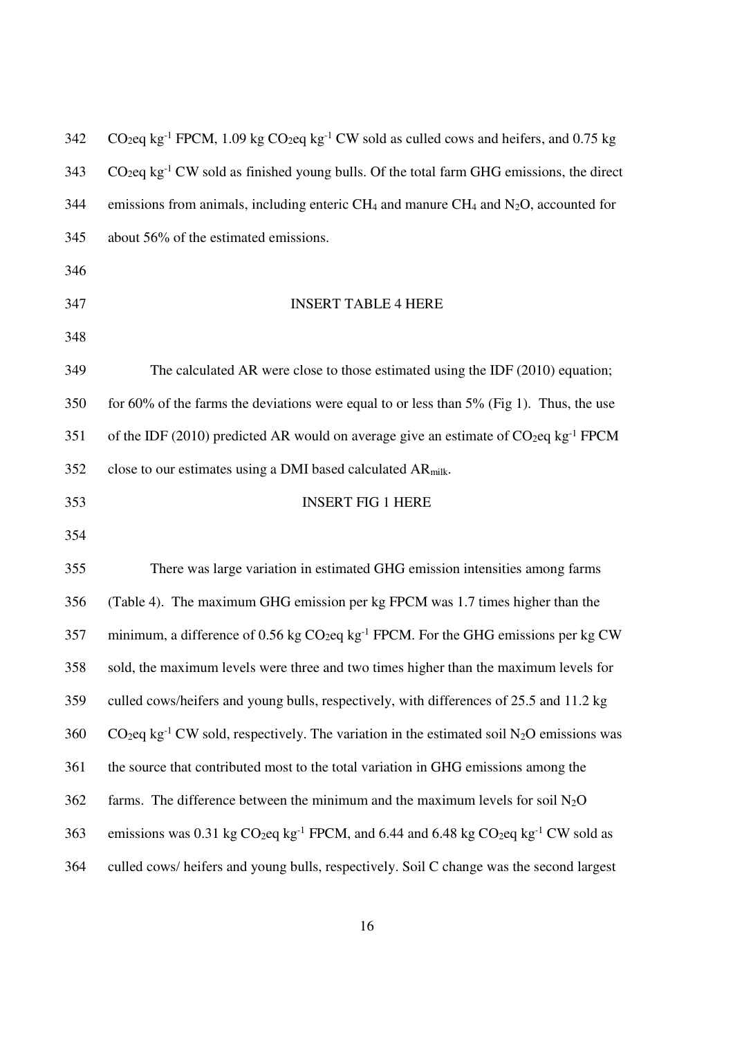$CO_2$eq kg$^{-1}$ FPCM, 1.09 kg $CO_2$eq kg$^{-1}$ CW sold as culled cows and heifers, and 0.75 kg $CO_2$eq kg$^{-1}$ CW sold as finished young bulls. Of the total farm GHG emissions, the direct emissions from animals, including enteric $CH_4$ and manure $CH_4$ and $N_2O$, accounted for about 56% of the estimated emissions.

INSERT TABLE 4 HERE

The calculated AR were close to those estimated using the IDF (2010) equation; for 60% of the farms the deviations were equal to or less than 5% (Fig 1). Thus, the use of the IDF (2010) predicted AR would on average give an estimate of $CO_2$eq kg$^{-1}$ FPCM close to our estimates using a DMI based calculated $AR_{milk}$.

INSERT FIG 1 HERE

There was large variation in estimated GHG emission intensities among farms (Table 4). The maximum GHG emission per kg FPCM was 1.7 times higher than the minimum, a difference of 0.56 kg $CO_2$eq kg$^{-1}$ FPCM. For the GHG emissions per kg CW sold, the maximum levels were three and two times higher than the maximum levels for culled cows/heifers and young bulls, respectively, with differences of 25.5 and 11.2 kg $CO_2$eq kg$^{-1}$ CW sold, respectively. The variation in the estimated soil $N_2O$ emissions was the source that contributed most to the total variation in GHG emissions among the farms. The difference between the minimum and the maximum levels for soil $N_2O$ emissions was 0.31 kg $CO_2$eq kg$^{-1}$ FPCM, and 6.44 and 6.48 kg $CO_2$eq kg$^{-1}$ CW sold as culled cows/ heifers and young bulls, respectively. Soil C change was the second largest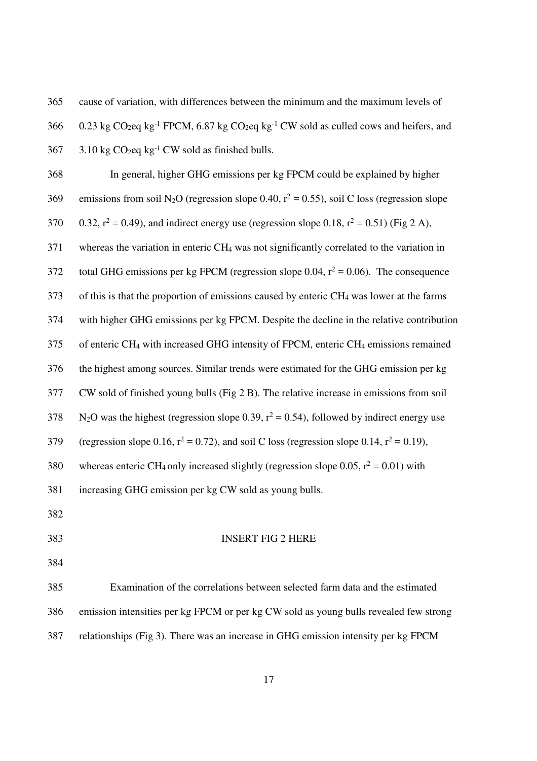cause of variation, with differences between the minimum and the maximum levels of 0.23 kg $CO_2$eq $kg^{-1}$ FPCM, 6.87 kg $CO_2$eq $kg^{-1}$ CW sold as culled cows and heifers, and 3.10 kg $CO_2$eq $kg^{-1}$ CW sold as finished bulls.

In general, higher GHG emissions per kg FPCM could be explained by higher emissions from soil $N_2O$ (regression slope 0.40, $r^2 = 0.55$), soil C loss (regression slope 0.32, $r^2 = 0.49$), and indirect energy use (regression slope 0.18, $r^2 = 0.51$) (Fig 2 A), whereas the variation in enteric $CH_4$ was not significantly correlated to the variation in total GHG emissions per kg FPCM (regression slope 0.04, $r^2 = 0.06$). The consequence of this is that the proportion of emissions caused by enteric $CH_4$ was lower at the farms with higher GHG emissions per kg FPCM. Despite the decline in the relative contribution of enteric $CH_4$ with increased GHG intensity of FPCM, enteric $CH_4$ emissions remained the highest among sources. Similar trends were estimated for the GHG emission per kg CW sold of finished young bulls (Fig 2 B). The relative increase in emissions from soil $N_2O$ was the highest (regression slope 0.39, $r^2 = 0.54$), followed by indirect energy use (regression slope 0.16, $r^2 = 0.72$), and soil C loss (regression slope 0.14, $r^2 = 0.19$), whereas enteric $CH_4$ only increased slightly (regression slope 0.05, $r^2 = 0.01$) with increasing GHG emission per kg CW sold as young bulls.

INSERT FIG 2 HERE

Examination of the correlations between selected farm data and the estimated emission intensities per kg FPCM or per kg CW sold as young bulls revealed few strong relationships (Fig 3). There was an increase in GHG emission intensity per kg FPCM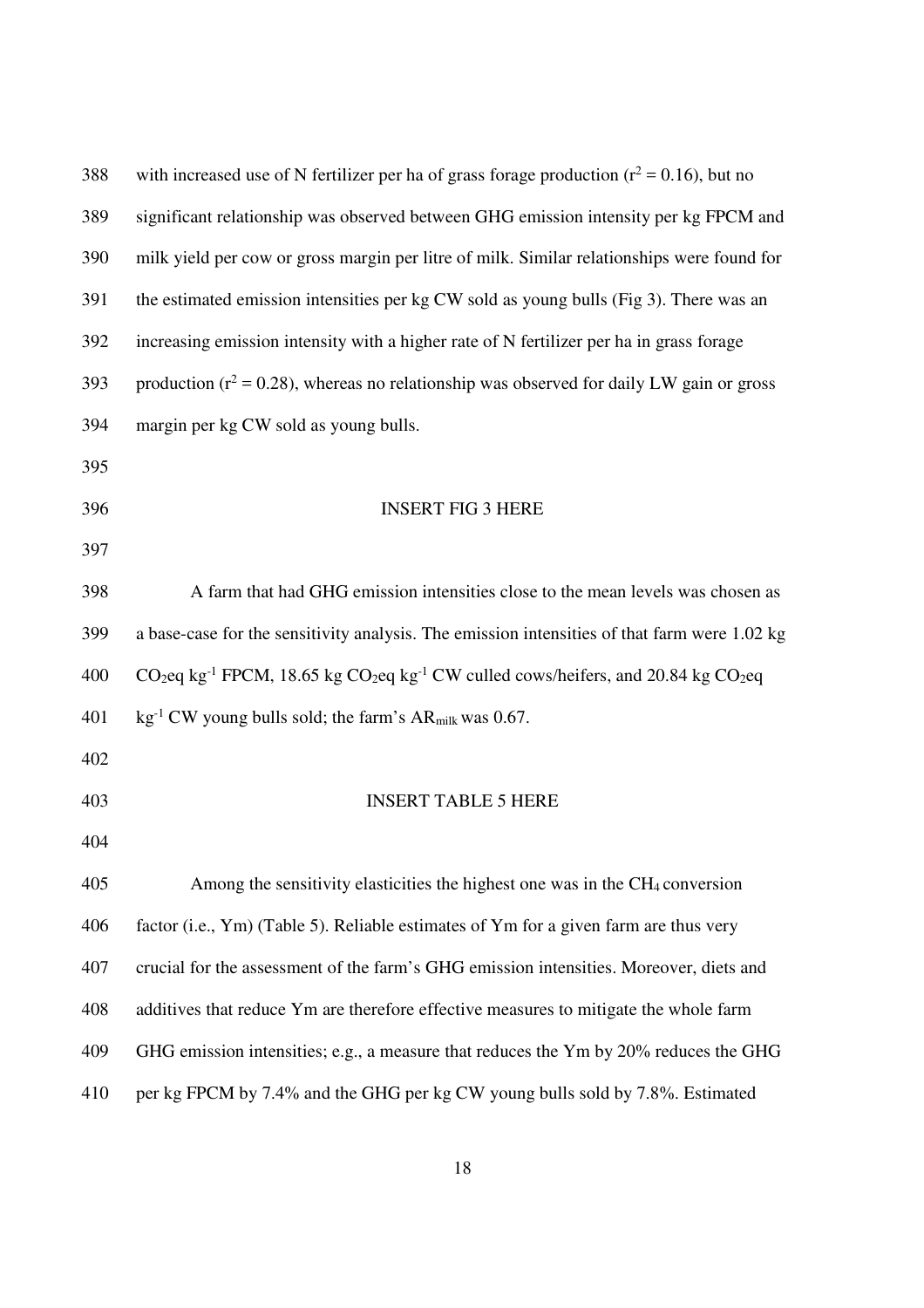with increased use of N fertilizer per ha of grass forage production ($r^2 = 0.16$), but no significant relationship was observed between GHG emission intensity per kg FPCM and milk yield per cow or gross margin per litre of milk. Similar relationships were found for the estimated emission intensities per kg CW sold as young bulls (Fig 3). There was an increasing emission intensity with a higher rate of N fertilizer per ha in grass forage production ($r^2 = 0.28$), whereas no relationship was observed for daily LW gain or gross margin per kg CW sold as young bulls.

INSERT FIG 3 HERE

A farm that had GHG emission intensities close to the mean levels was chosen as a base-case for the sensitivity analysis. The emission intensities of that farm were 1.02 kg $CO_2$eq $kg^{-1}$ FPCM, 18.65 kg $CO_2$eq $kg^{-1}$ CW culled cows/heifers, and 20.84 kg $CO_2$eq $kg^{-1}$ CW young bulls sold; the farm's $AR_{milk}$ was 0.67.

INSERT TABLE 5 HERE

Among the sensitivity elasticities the highest one was in the $CH_4$ conversion factor (i.e., Ym) (Table 5). Reliable estimates of Ym for a given farm are thus very crucial for the assessment of the farm's GHG emission intensities. Moreover, diets and additives that reduce Ym are therefore effective measures to mitigate the whole farm GHG emission intensities; e.g., a measure that reduces the Ym by 20% reduces the GHG per kg FPCM by 7.4% and the GHG per kg CW young bulls sold by 7.8%. Estimated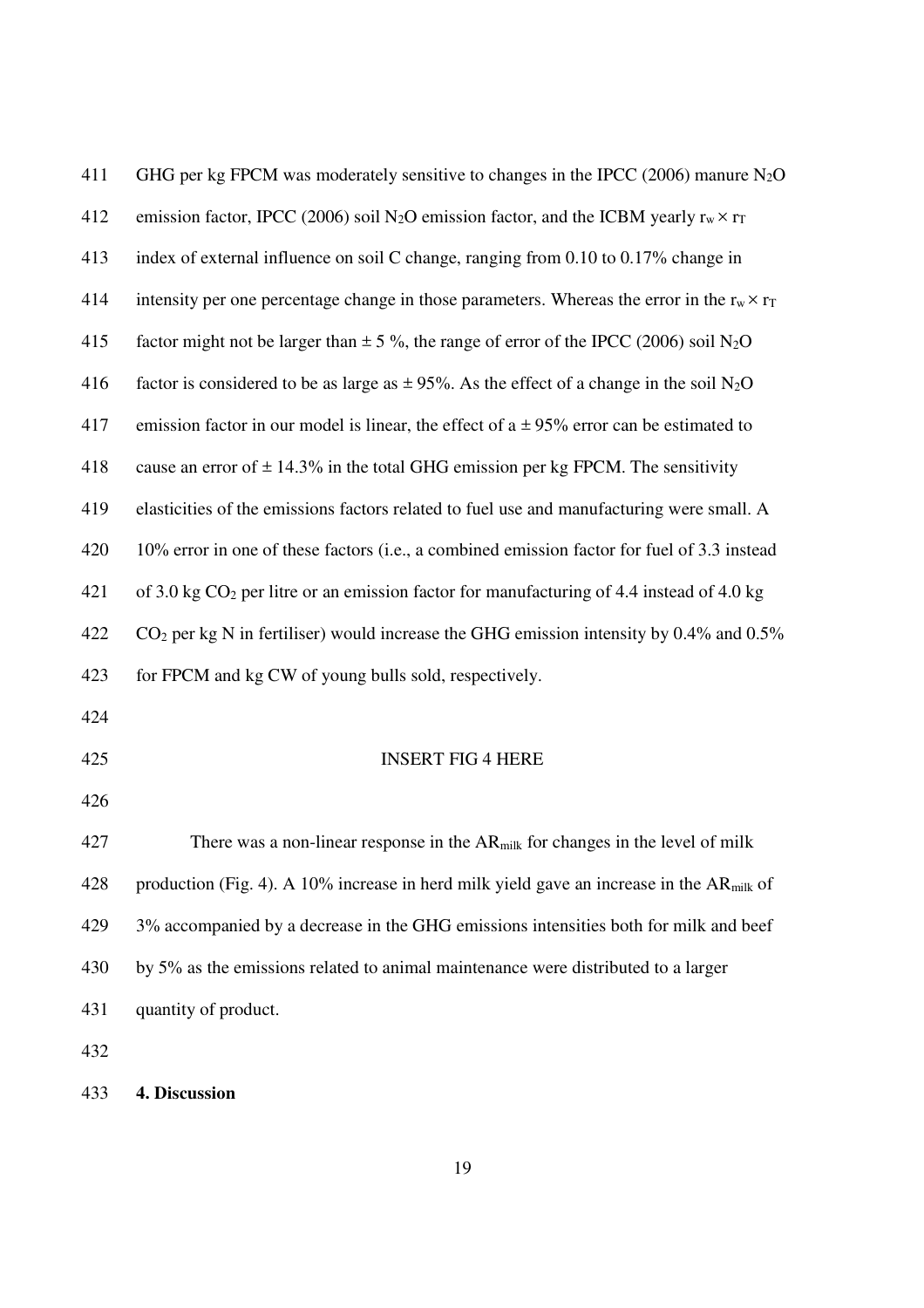GHG per kg FPCM was moderately sensitive to changes in the IPCC (2006) manure $N_2O$ emission factor, IPCC (2006) soil $N_2O$ emission factor, and the ICBM yearly $r_w \times r_T$ index of external influence on soil C change, ranging from 0.10 to 0.17% change in intensity per one percentage change in those parameters. Whereas the error in the $r_w \times r_T$ factor might not be larger than ± 5 %, the range of error of the IPCC (2006) soil $N_2O$ factor is considered to be as large as ± 95%. As the effect of a change in the soil $N_2O$ emission factor in our model is linear, the effect of a ± 95% error can be estimated to cause an error of ± 14.3% in the total GHG emission per kg FPCM. The sensitivity elasticities of the emissions factors related to fuel use and manufacturing were small. A 10% error in one of these factors (i.e., a combined emission factor for fuel of 3.3 instead of 3.0 kg $CO_2$ per litre or an emission factor for manufacturing of 4.4 instead of 4.0 kg $CO_2$ per kg N in fertiliser) would increase the GHG emission intensity by 0.4% and 0.5% for FPCM and kg CW of young bulls sold, respectively.

INSERT FIG 4 HERE

There was a non-linear response in the $AR_{milk}$ for changes in the level of milk production (Fig. 4). A 10% increase in herd milk yield gave an increase in the $AR_{milk}$ of 3% accompanied by a decrease in the GHG emissions intensities both for milk and beef by 5% as the emissions related to animal maintenance were distributed to a larger quantity of product.

## 4. Discussion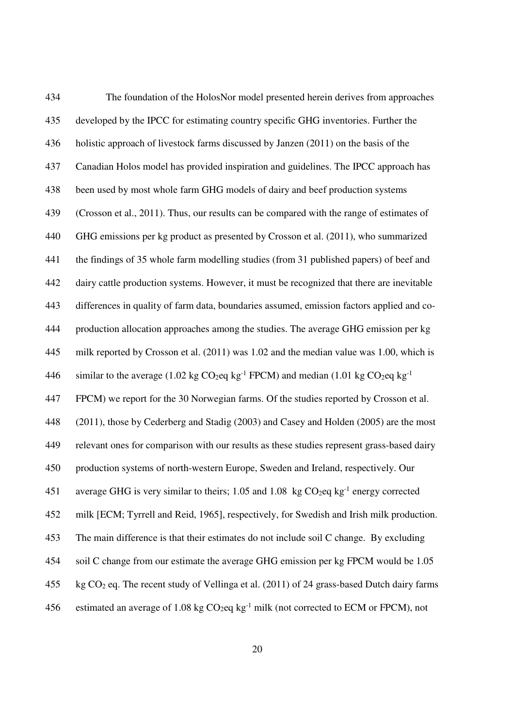The foundation of the HolosNor model presented herein derives from approaches developed by the IPCC for estimating country specific GHG inventories. Further the holistic approach of livestock farms discussed by Janzen (2011) on the basis of the Canadian Holos model has provided inspiration and guidelines. The IPCC approach has been used by most whole farm GHG models of dairy and beef production systems (Crosson et al., 2011). Thus, our results can be compared with the range of estimates of GHG emissions per kg product as presented by Crosson et al. (2011), who summarized the findings of 35 whole farm modelling studies (from 31 published papers) of beef and dairy cattle production systems. However, it must be recognized that there are inevitable differences in quality of farm data, boundaries assumed, emission factors applied and co-production allocation approaches among the studies. The average GHG emission per kg milk reported by Crosson et al. (2011) was 1.02 and the median value was 1.00, which is similar to the average (1.02 kg $CO_2$eq kg$^{-1}$ FPCM) and median (1.01 kg $CO_2$eq kg$^{-1}$ FPCM) we report for the 30 Norwegian farms. Of the studies reported by Crosson et al. (2011), those by Cederberg and Stadig (2003) and Casey and Holden (2005) are the most relevant ones for comparison with our results as these studies represent grass-based dairy production systems of north-western Europe, Sweden and Ireland, respectively. Our average GHG is very similar to theirs; 1.05 and 1.08 kg $CO_2$eq kg$^{-1}$ energy corrected milk [ECM; Tyrrell and Reid, 1965], respectively, for Swedish and Irish milk production. The main difference is that their estimates do not include soil C change. By excluding soil C change from our estimate the average GHG emission per kg FPCM would be 1.05 kg $CO_2$ eq. The recent study of Vellinga et al. (2011) of 24 grass-based Dutch dairy farms estimated an average of 1.08 kg $CO_2$eq kg$^{-1}$ milk (not corrected to ECM or FPCM), not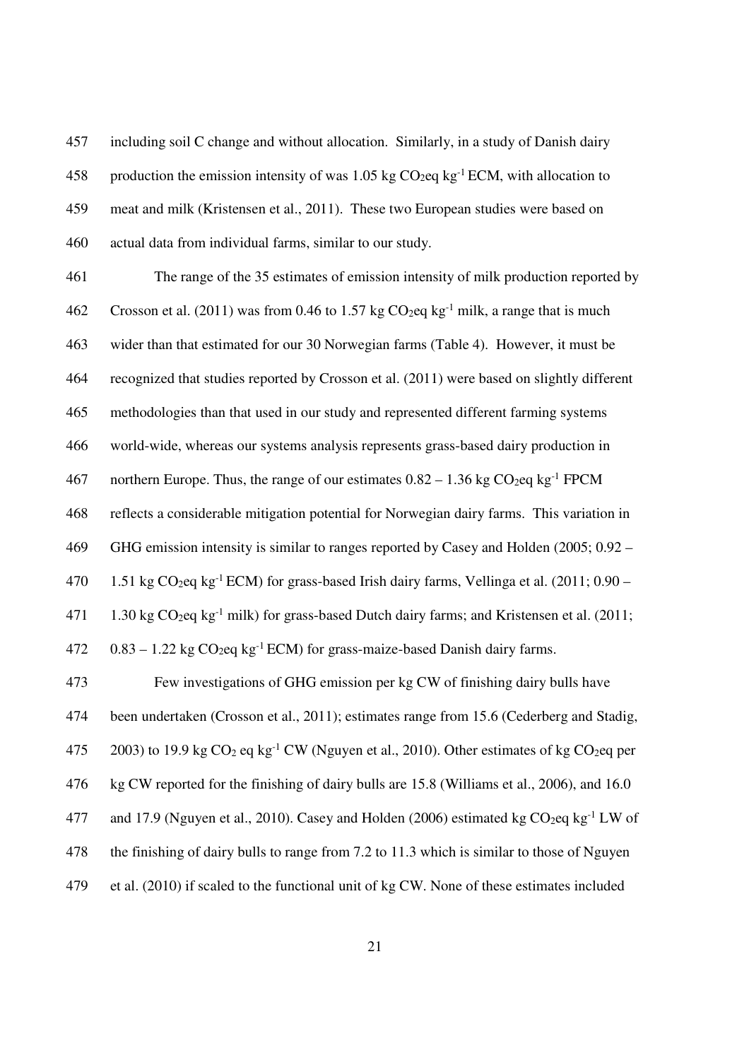including soil C change and without allocation. Similarly, in a study of Danish dairy production the emission intensity of was 1.05 kg $CO_2$eq kg$^{-1}$ ECM, with allocation to meat and milk (Kristensen et al., 2011). These two European studies were based on actual data from individual farms, similar to our study.

The range of the 35 estimates of emission intensity of milk production reported by Crosson et al. (2011) was from 0.46 to 1.57 kg $CO_2$eq kg$^{-1}$ milk, a range that is much wider than that estimated for our 30 Norwegian farms (Table 4). However, it must be recognized that studies reported by Crosson et al. (2011) were based on slightly different methodologies than that used in our study and represented different farming systems world-wide, whereas our systems analysis represents grass-based dairy production in northern Europe. Thus, the range of our estimates 0.82 – 1.36 kg $CO_2$eq kg$^{-1}$ FPCM reflects a considerable mitigation potential for Norwegian dairy farms. This variation in GHG emission intensity is similar to ranges reported by Casey and Holden (2005; 0.92 – 1.51 kg $CO_2$eq kg$^{-1}$ ECM) for grass-based Irish dairy farms, Vellinga et al. (2011; 0.90 – 1.30 kg $CO_2$eq kg$^{-1}$ milk) for grass-based Dutch dairy farms; and Kristensen et al. (2011; 0.83 – 1.22 kg $CO_2$eq kg$^{-1}$ ECM) for grass-maize-based Danish dairy farms.

Few investigations of GHG emission per kg CW of finishing dairy bulls have been undertaken (Crosson et al., 2011); estimates range from 15.6 (Cederberg and Stadig, 2003) to 19.9 kg $CO_2$ eq kg$^{-1}$ CW (Nguyen et al., 2010). Other estimates of kg $CO_2$eq per kg CW reported for the finishing of dairy bulls are 15.8 (Williams et al., 2006), and 16.0 and 17.9 (Nguyen et al., 2010). Casey and Holden (2006) estimated kg $CO_2$eq kg$^{-1}$ LW of the finishing of dairy bulls to range from 7.2 to 11.3 which is similar to those of Nguyen et al. (2010) if scaled to the functional unit of kg CW. None of these estimates included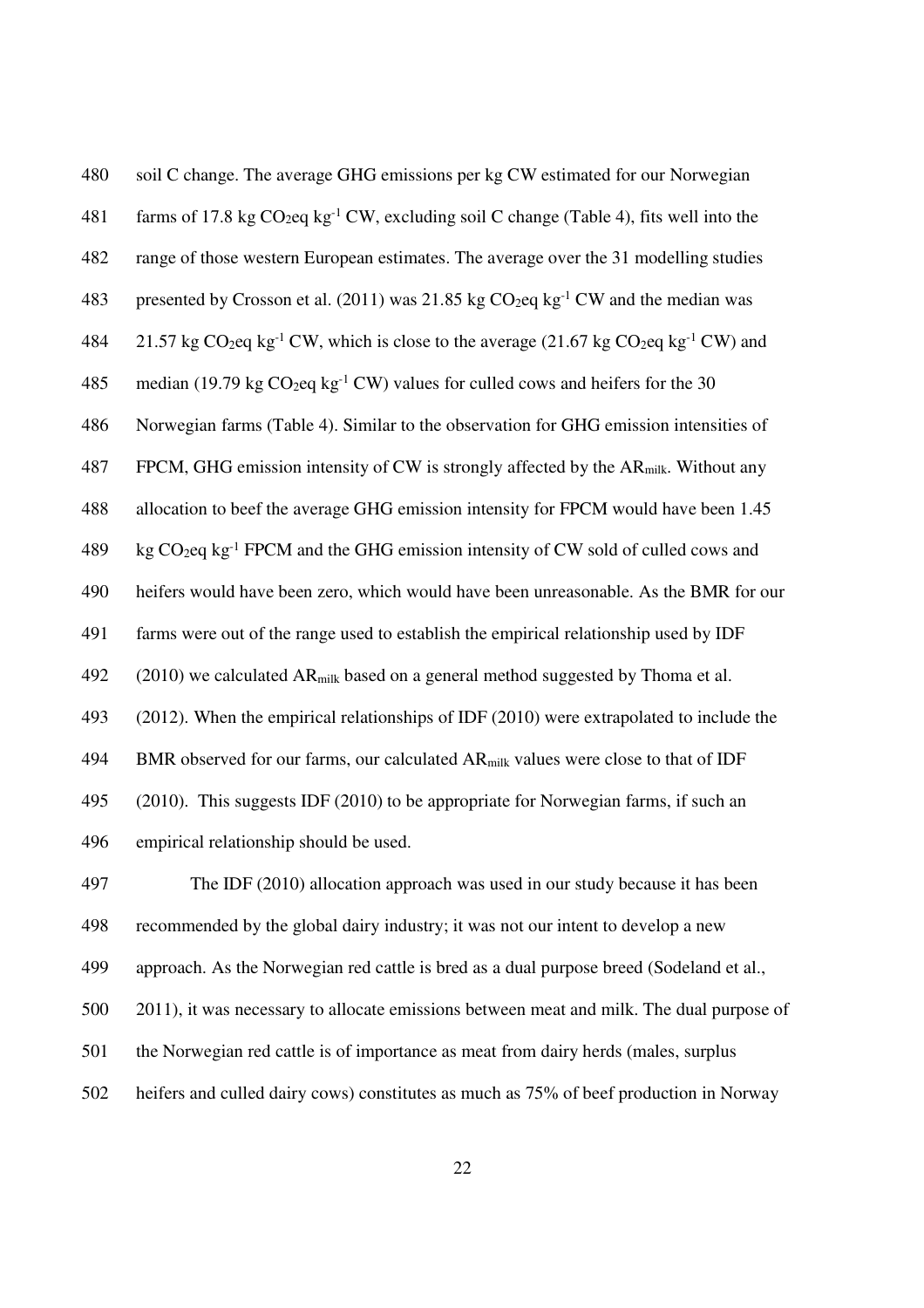soil C change. The average GHG emissions per kg CW estimated for our Norwegian farms of 17.8 kg $CO_2$eq $kg^{-1}$ CW, excluding soil C change (Table 4), fits well into the range of those western European estimates. The average over the 31 modelling studies presented by Crosson et al. (2011) was 21.85 kg $CO_2$eq $kg^{-1}$ CW and the median was 21.57 kg $CO_2$eq $kg^{-1}$ CW, which is close to the average (21.67 kg $CO_2$eq $kg^{-1}$ CW) and median (19.79 kg $CO_2$eq $kg^{-1}$ CW) values for culled cows and heifers for the 30 Norwegian farms (Table 4). Similar to the observation for GHG emission intensities of FPCM, GHG emission intensity of CW is strongly affected by the $AR_{milk}$. Without any allocation to beef the average GHG emission intensity for FPCM would have been 1.45 kg $CO_2$eq $kg^{-1}$ FPCM and the GHG emission intensity of CW sold of culled cows and heifers would have been zero, which would have been unreasonable. As the BMR for our farms were out of the range used to establish the empirical relationship used by IDF (2010) we calculated $AR_{milk}$ based on a general method suggested by Thoma et al. (2012). When the empirical relationships of IDF (2010) were extrapolated to include the BMR observed for our farms, our calculated $AR_{milk}$ values were close to that of IDF (2010). This suggests IDF (2010) to be appropriate for Norwegian farms, if such an empirical relationship should be used.

The IDF (2010) allocation approach was used in our study because it has been recommended by the global dairy industry; it was not our intent to develop a new approach. As the Norwegian red cattle is bred as a dual purpose breed (Sodeland et al., 2011), it was necessary to allocate emissions between meat and milk. The dual purpose of the Norwegian red cattle is of importance as meat from dairy herds (males, surplus heifers and culled dairy cows) constitutes as much as 75% of beef production in Norway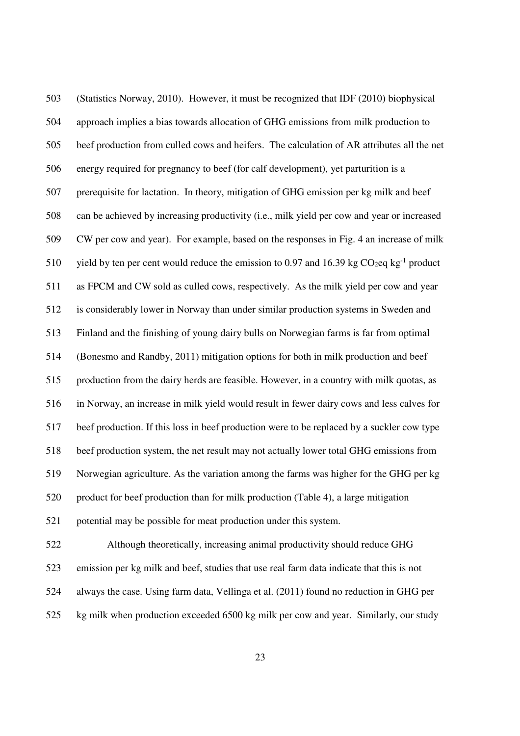(Statistics Norway, 2010). However, it must be recognized that IDF (2010) biophysical approach implies a bias towards allocation of GHG emissions from milk production to beef production from culled cows and heifers. The calculation of AR attributes all the net energy required for pregnancy to beef (for calf development), yet parturition is a prerequisite for lactation. In theory, mitigation of GHG emission per kg milk and beef can be achieved by increasing productivity (i.e., milk yield per cow and year or increased CW per cow and year). For example, based on the responses in Fig. 4 an increase of milk yield by ten per cent would reduce the emission to 0.97 and 16.39 kg $CO_2$eq $kg^{-1}$ product as FPCM and CW sold as culled cows, respectively. As the milk yield per cow and year is considerably lower in Norway than under similar production systems in Sweden and Finland and the finishing of young dairy bulls on Norwegian farms is far from optimal (Bonesmo and Randby, 2011) mitigation options for both in milk production and beef production from the dairy herds are feasible. However, in a country with milk quotas, as in Norway, an increase in milk yield would result in fewer dairy cows and less calves for beef production. If this loss in beef production were to be replaced by a suckler cow type beef production system, the net result may not actually lower total GHG emissions from Norwegian agriculture. As the variation among the farms was higher for the GHG per kg product for beef production than for milk production (Table 4), a large mitigation potential may be possible for meat production under this system.

Although theoretically, increasing animal productivity should reduce GHG emission per kg milk and beef, studies that use real farm data indicate that this is not always the case. Using farm data, Vellinga et al. (2011) found no reduction in GHG per kg milk when production exceeded 6500 kg milk per cow and year. Similarly, our study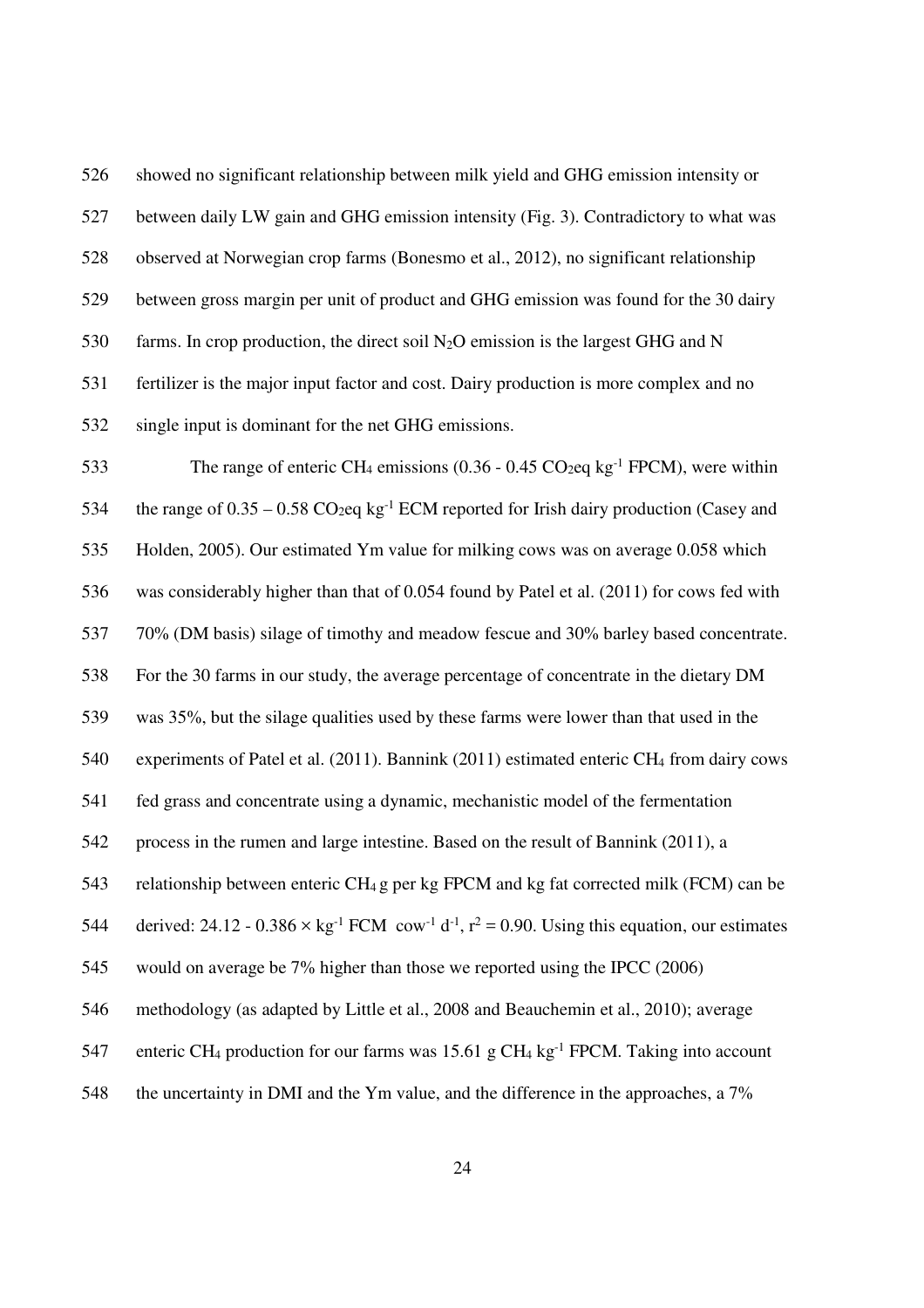showed no significant relationship between milk yield and GHG emission intensity or between daily LW gain and GHG emission intensity (Fig. 3). Contradictory to what was observed at Norwegian crop farms (Bonesmo et al., 2012), no significant relationship between gross margin per unit of product and GHG emission was found for the 30 dairy farms. In crop production, the direct soil $N_2O$ emission is the largest GHG and N fertilizer is the major input factor and cost. Dairy production is more complex and no single input is dominant for the net GHG emissions.

The range of enteric $CH_4$ emissions (0.36 - 0.45 $CO_2$eq $kg^{-1}$ FPCM), were within the range of 0.35 – 0.58 $CO_2$eq $kg^{-1}$ ECM reported for Irish dairy production (Casey and Holden, 2005). Our estimated Ym value for milking cows was on average 0.058 which was considerably higher than that of 0.054 found by Patel et al. (2011) for cows fed with 70% (DM basis) silage of timothy and meadow fescue and 30% barley based concentrate. For the 30 farms in our study, the average percentage of concentrate in the dietary DM was 35%, but the silage qualities used by these farms were lower than that used in the experiments of Patel et al. (2011). Bannink (2011) estimated enteric $CH_4$ from dairy cows fed grass and concentrate using a dynamic, mechanistic model of the fermentation process in the rumen and large intestine. Based on the result of Bannink (2011), a relationship between enteric $CH_4$ g per kg FPCM and kg fat corrected milk (FCM) can be derived: $24.12 - 0.386 \times kg^{-1}$ FCM $cow^{-1}$ $d^{-1}$, $r^2 = 0.90$. Using this equation, our estimates would on average be 7% higher than those we reported using the IPCC (2006) methodology (as adapted by Little et al., 2008 and Beauchemin et al., 2010); average enteric $CH_4$ production for our farms was 15.61 g $CH_4$ $kg^{-1}$ FPCM. Taking into account the uncertainty in DMI and the Ym value, and the difference in the approaches, a 7%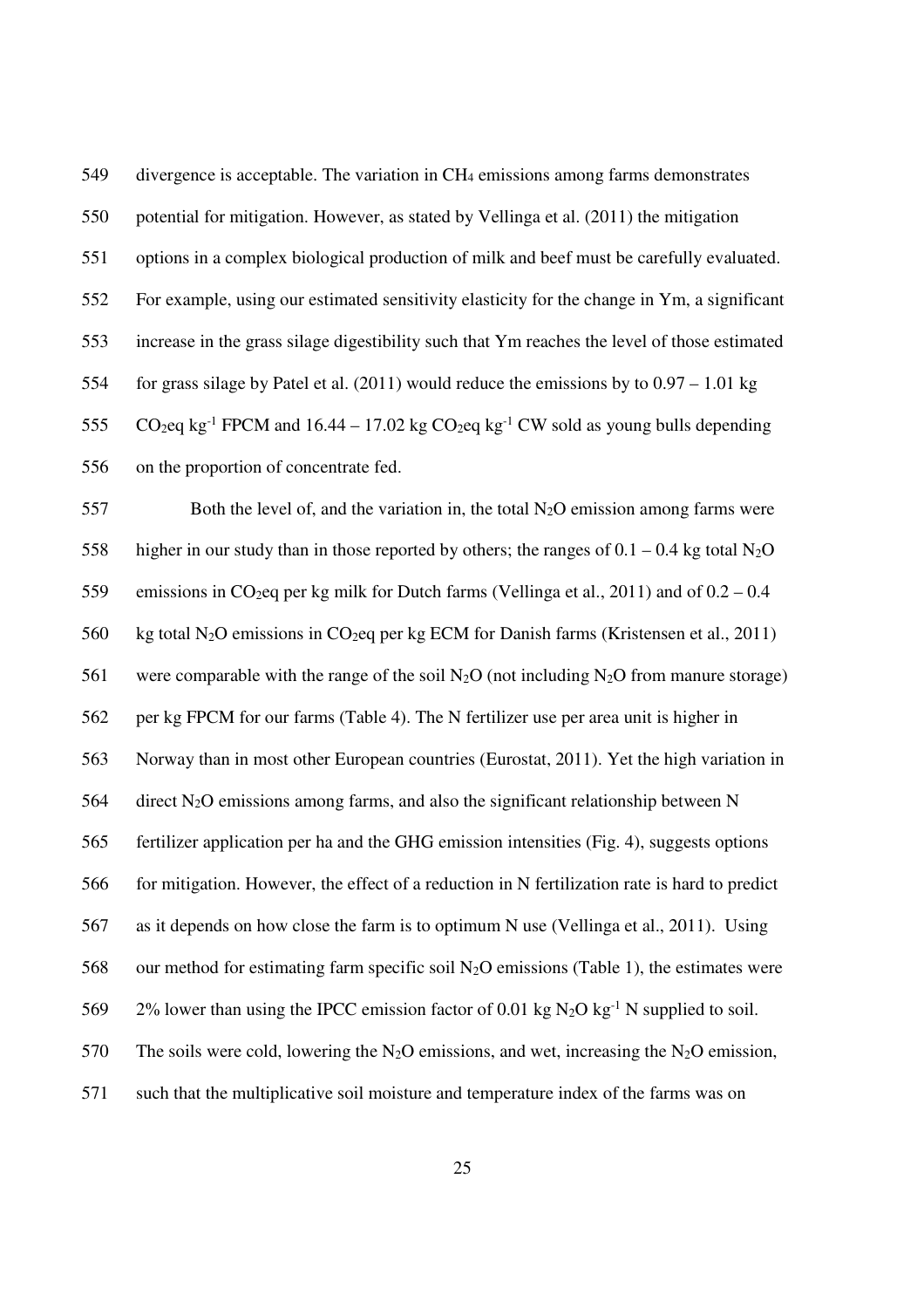divergence is acceptable. The variation in $CH_4$ emissions among farms demonstrates potential for mitigation. However, as stated by Vellinga et al. (2011) the mitigation options in a complex biological production of milk and beef must be carefully evaluated. For example, using our estimated sensitivity elasticity for the change in Ym, a significant increase in the grass silage digestibility such that Ym reaches the level of those estimated for grass silage by Patel et al. (2011) would reduce the emissions by to 0.97 – 1.01 kg $CO_2$eq $kg^{-1}$ FPCM and 16.44 – 17.02 kg $CO_2$eq $kg^{-1}$ CW sold as young bulls depending on the proportion of concentrate fed.

Both the level of, and the variation in, the total $N_2O$ emission among farms were higher in our study than in those reported by others; the ranges of 0.1 – 0.4 kg total $N_2O$ emissions in $CO_2$eq per kg milk for Dutch farms (Vellinga et al., 2011) and of 0.2 – 0.4 kg total $N_2O$ emissions in $CO_2$eq per kg ECM for Danish farms (Kristensen et al., 2011) were comparable with the range of the soil $N_2O$ (not including $N_2O$ from manure storage) per kg FPCM for our farms (Table 4). The N fertilizer use per area unit is higher in Norway than in most other European countries (Eurostat, 2011). Yet the high variation in direct $N_2O$ emissions among farms, and also the significant relationship between N fertilizer application per ha and the GHG emission intensities (Fig. 4), suggests options for mitigation. However, the effect of a reduction in N fertilization rate is hard to predict as it depends on how close the farm is to optimum N use (Vellinga et al., 2011). Using our method for estimating farm specific soil $N_2O$ emissions (Table 1), the estimates were 2% lower than using the IPCC emission factor of 0.01 kg $N_2O$ $kg^{-1}$ N supplied to soil. The soils were cold, lowering the $N_2O$ emissions, and wet, increasing the $N_2O$ emission, such that the multiplicative soil moisture and temperature index of the farms was on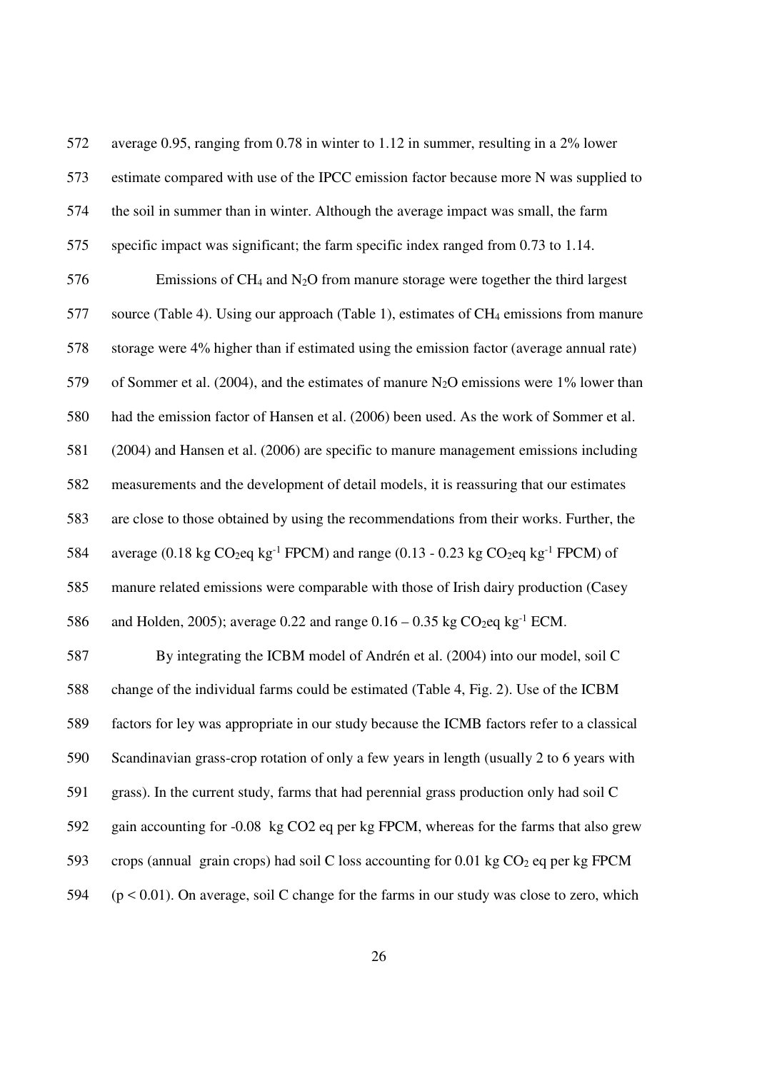average 0.95, ranging from 0.78 in winter to 1.12 in summer, resulting in a 2% lower estimate compared with use of the IPCC emission factor because more N was supplied to the soil in summer than in winter. Although the average impact was small, the farm specific impact was significant; the farm specific index ranged from 0.73 to 1.14.

Emissions of $CH_4$ and $N_2O$ from manure storage were together the third largest source (Table 4). Using our approach (Table 1), estimates of $CH_4$ emissions from manure storage were 4% higher than if estimated using the emission factor (average annual rate) of Sommer et al. (2004), and the estimates of manure $N_2O$ emissions were 1% lower than had the emission factor of Hansen et al. (2006) been used. As the work of Sommer et al. (2004) and Hansen et al. (2006) are specific to manure management emissions including measurements and the development of detail models, it is reassuring that our estimates are close to those obtained by using the recommendations from their works. Further, the average (0.18 kg $CO_2$eq $kg^{-1}$ FPCM) and range (0.13 - 0.23 kg $CO_2$eq $kg^{-1}$ FPCM) of manure related emissions were comparable with those of Irish dairy production (Casey and Holden, 2005); average 0.22 and range 0.16 – 0.35 kg $CO_2$eq $kg^{-1}$ ECM.

By integrating the ICBM model of Andrén et al. (2004) into our model, soil C change of the individual farms could be estimated (Table 4, Fig. 2). Use of the ICBM factors for ley was appropriate in our study because the ICMB factors refer to a classical Scandinavian grass-crop rotation of only a few years in length (usually 2 to 6 years with grass). In the current study, farms that had perennial grass production only had soil C gain accounting for -0.08 kg CO2 eq per kg FPCM, whereas for the farms that also grew crops (annual grain crops) had soil C loss accounting for 0.01 kg $CO_2$ eq per kg FPCM ($p < 0.01$). On average, soil C change for the farms in our study was close to zero, which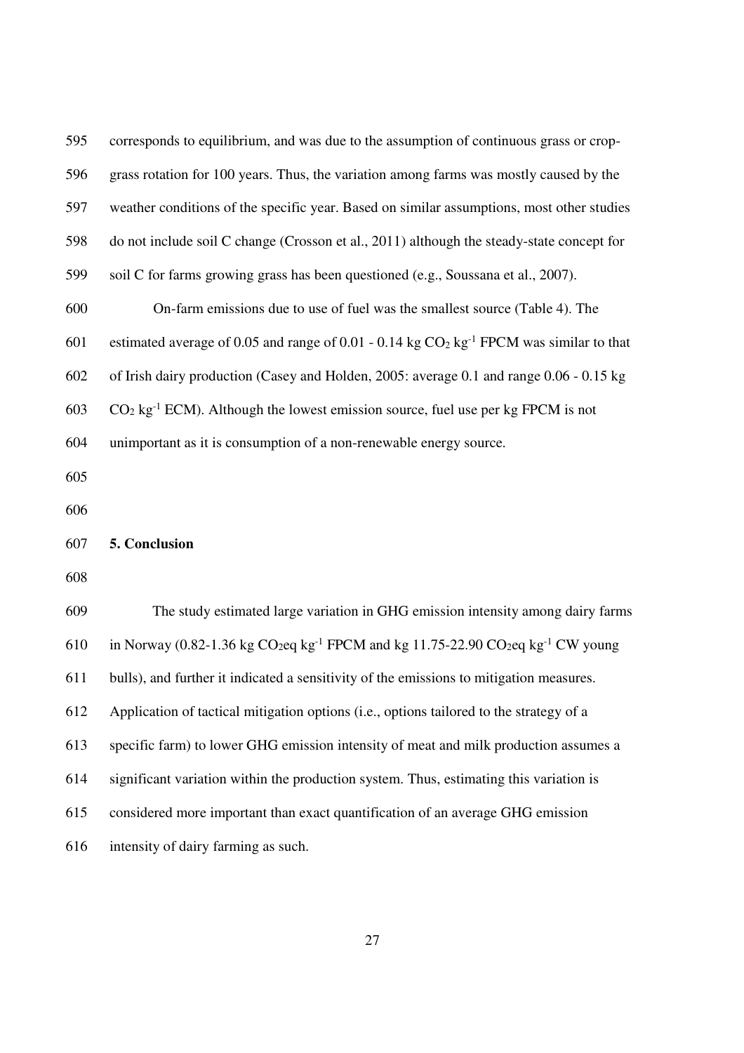corresponds to equilibrium, and was due to the assumption of continuous grass or crop-grass rotation for 100 years. Thus, the variation among farms was mostly caused by the weather conditions of the specific year. Based on similar assumptions, most other studies do not include soil C change (Crosson et al., 2011) although the steady-state concept for soil C for farms growing grass has been questioned (e.g., Soussana et al., 2007).

On-farm emissions due to use of fuel was the smallest source (Table 4). The estimated average of 0.05 and range of 0.01 - 0.14 kg $CO_2$ $kg^{-1}$ FPCM was similar to that of Irish dairy production (Casey and Holden, 2005: average 0.1 and range 0.06 - 0.15 kg $CO_2$ $kg^{-1}$ ECM). Although the lowest emission source, fuel use per kg FPCM is not unimportant as it is consumption of a non-renewable energy source.

## 5. Conclusion

The study estimated large variation in GHG emission intensity among dairy farms in Norway (0.82-1.36 kg $CO_2$eq $kg^{-1}$ FPCM and kg 11.75-22.90 $CO_2$eq $kg^{-1}$ CW young bulls), and further it indicated a sensitivity of the emissions to mitigation measures. Application of tactical mitigation options (i.e., options tailored to the strategy of a specific farm) to lower GHG emission intensity of meat and milk production assumes a significant variation within the production system. Thus, estimating this variation is considered more important than exact quantification of an average GHG emission intensity of dairy farming as such.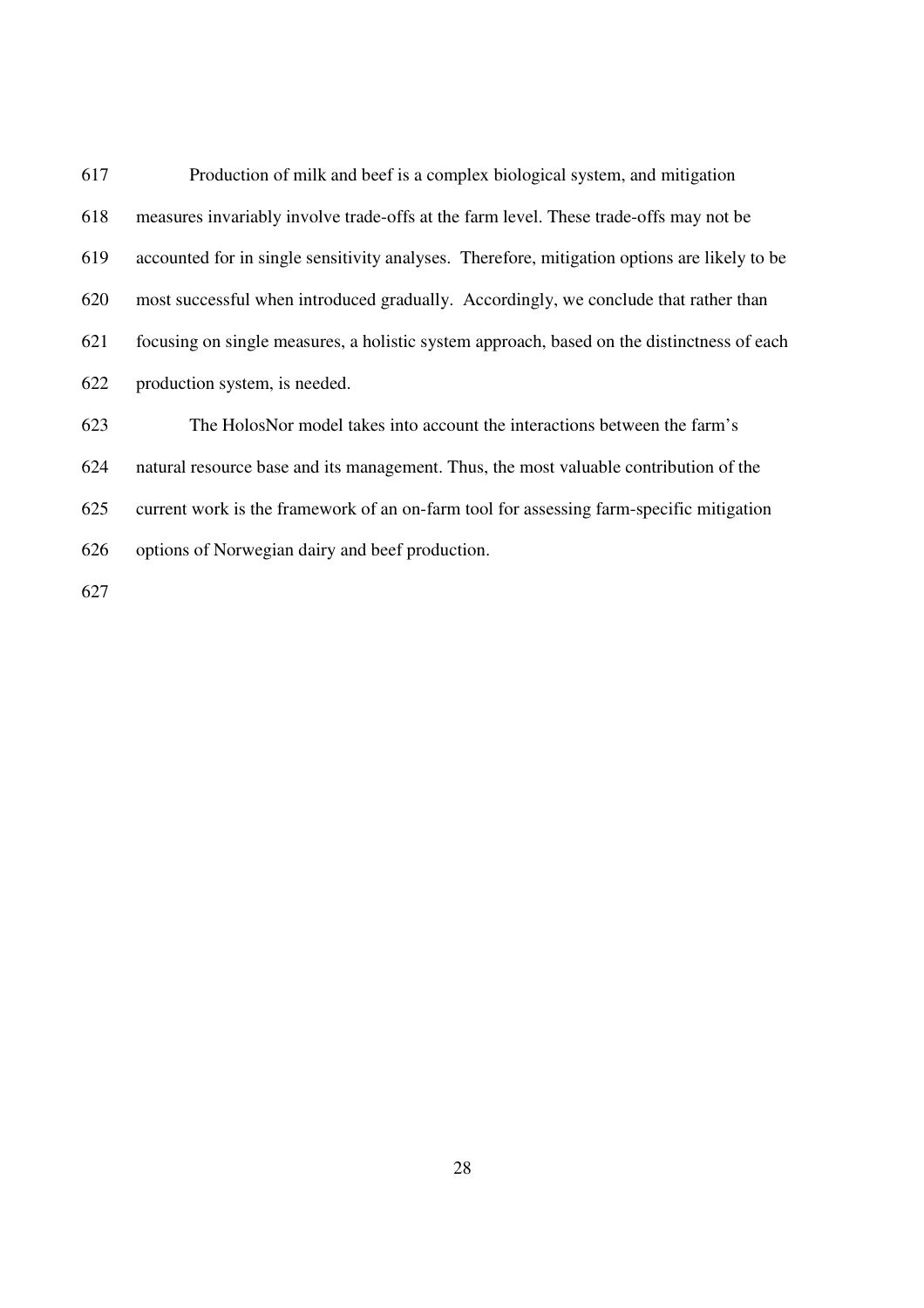Production of milk and beef is a complex biological system, and mitigation measures invariably involve trade-offs at the farm level. These trade-offs may not be accounted for in single sensitivity analyses. Therefore, mitigation options are likely to be most successful when introduced gradually. Accordingly, we conclude that rather than focusing on single measures, a holistic system approach, based on the distinctness of each production system, is needed.

The HolosNor model takes into account the interactions between the farm's natural resource base and its management. Thus, the most valuable contribution of the current work is the framework of an on-farm tool for assessing farm-specific mitigation options of Norwegian dairy and beef production.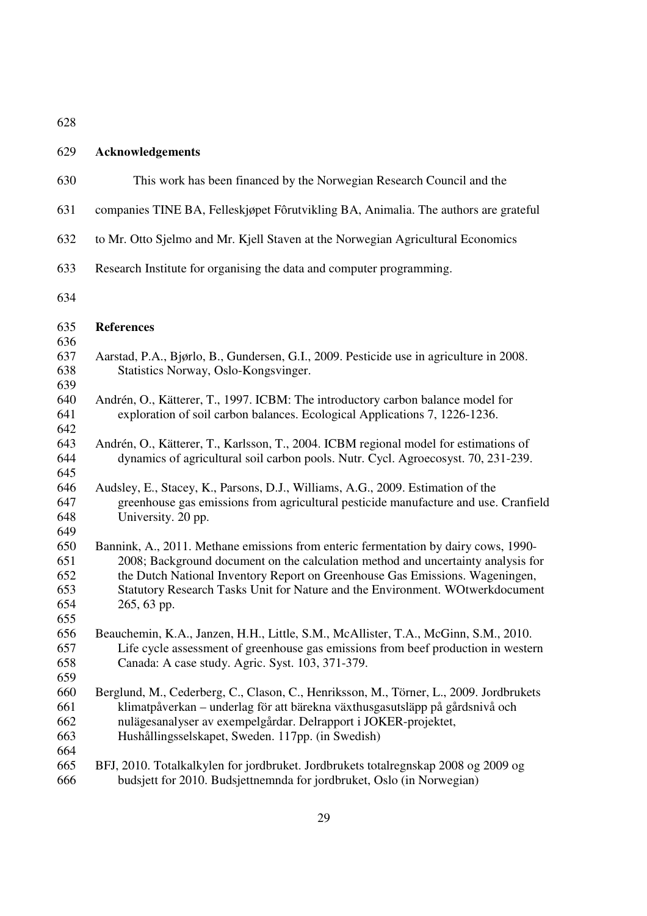## Acknowledgements

This work has been financed by the Norwegian Research Council and the companies TINE BA, Felleskjøpet Fôrutvikling BA, Animalia. The authors are grateful to Mr. Otto Sjelmo and Mr. Kjell Staven at the Norwegian Agricultural Economics Research Institute for organising the data and computer programming.

## References

Aarstad, P.A., Bjørlo, B., Gundersen, G.I., 2009. Pesticide use in agriculture in 2008. Statistics Norway, Oslo-Kongsvinger.

Andrén, O., Kätterer, T., 1997. ICBM: The introductory carbon balance model for exploration of soil carbon balances. Ecological Applications 7, 1226-1236.

Andrén, O., Kätterer, T., Karlsson, T., 2004. ICBM regional model for estimations of dynamics of agricultural soil carbon pools. Nutr. Cycl. Agroecosyst. 70, 231-239.

Audsley, E., Stacey, K., Parsons, D.J., Williams, A.G., 2009. Estimation of the greenhouse gas emissions from agricultural pesticide manufacture and use. Cranfield University. 20 pp.

Bannink, A., 2011. Methane emissions from enteric fermentation by dairy cows, 1990-2008; Background document on the calculation method and uncertainty analysis for the Dutch National Inventory Report on Greenhouse Gas Emissions. Wageningen, Statutory Research Tasks Unit for Nature and the Environment. WOtwerkdocument 265, 63 pp.

Beauchemin, K.A., Janzen, H.H., Little, S.M., McAllister, T.A., McGinn, S.M., 2010. Life cycle assessment of greenhouse gas emissions from beef production in western Canada: A case study. Agric. Syst. 103, 371-379.

Berglund, M., Cederberg, C., Clason, C., Henriksson, M., Törner, L., 2009. Jordbrukets klimatpåverkan – underlag för att bärekna växthusgasutsläpp på gårdsnivå och nulägesanalyser av exempelgårdar. Delrapport i JOKER-projektet, Hushållingsselskapet, Sweden. 117pp. (in Swedish)

BFJ, 2010. Totalkalkylen for jordbruket. Jordbrukets totalregnskap 2008 og 2009 og budsjett for 2010. Budsjettnemnda for jordbruket, Oslo (in Norwegian)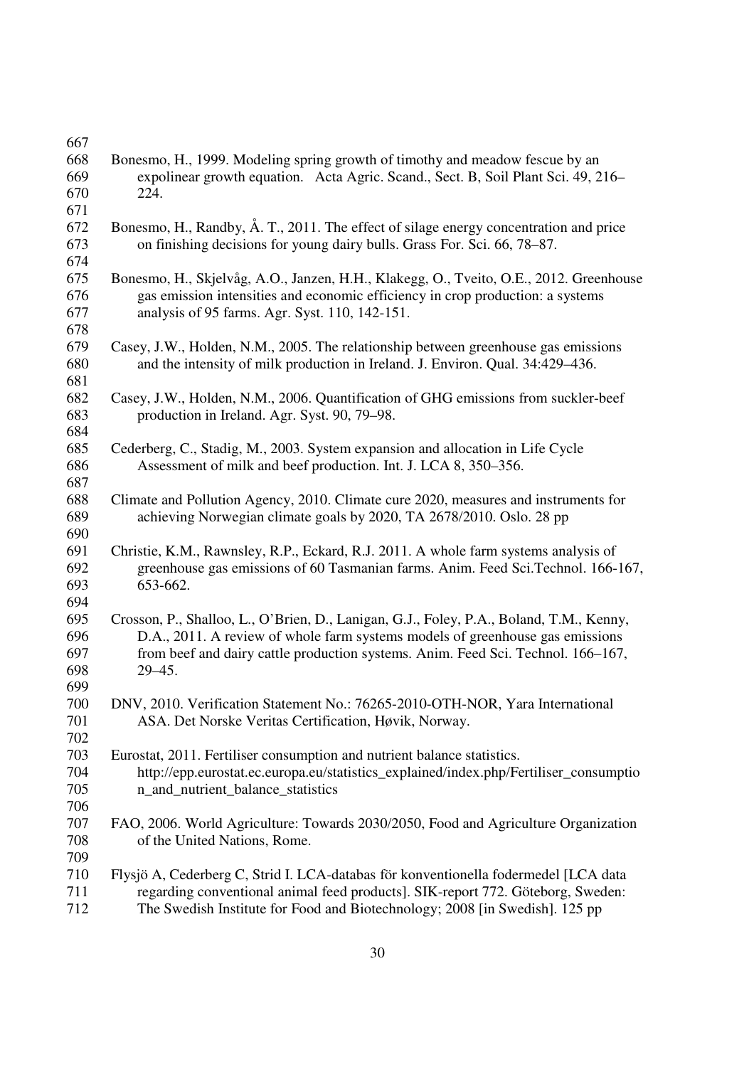Bonesmo, H., 1999. Modeling spring growth of timothy and meadow fescue by an expolinear growth equation. Acta Agric. Scand., Sect. B, Soil Plant Sci. 49, 216–224.

Bonesmo, H., Randby, Å. T., 2011. The effect of silage energy concentration and price on finishing decisions for young dairy bulls. Grass For. Sci. 66, 78–87.

Bonesmo, H., Skjelvåg, A.O., Janzen, H.H., Klakegg, O., Tveito, O.E., 2012. Greenhouse gas emission intensities and economic efficiency in crop production: a systems analysis of 95 farms. Agr. Syst. 110, 142-151.

Casey, J.W., Holden, N.M., 2005. The relationship between greenhouse gas emissions and the intensity of milk production in Ireland. J. Environ. Qual. 34:429–436.

Casey, J.W., Holden, N.M., 2006. Quantification of GHG emissions from suckler-beef production in Ireland. Agr. Syst. 90, 79–98.

Cederberg, C., Stadig, M., 2003. System expansion and allocation in Life Cycle Assessment of milk and beef production. Int. J. LCA 8, 350–356.

Climate and Pollution Agency, 2010. Climate cure 2020, measures and instruments for achieving Norwegian climate goals by 2020, TA 2678/2010. Oslo. 28 pp

Christie, K.M., Rawnsley, R.P., Eckard, R.J. 2011. A whole farm systems analysis of greenhouse gas emissions of 60 Tasmanian farms. Anim. Feed Sci.Technol. 166-167, 653-662.

Crosson, P., Shalloo, L., O'Brien, D., Lanigan, G.J., Foley, P.A., Boland, T.M., Kenny, D.A., 2011. A review of whole farm systems models of greenhouse gas emissions from beef and dairy cattle production systems. Anim. Feed Sci. Technol. 166–167, 29–45.

DNV, 2010. Verification Statement No.: 76265-2010-OTH-NOR, Yara International ASA. Det Norske Veritas Certification, Høvik, Norway.

Eurostat, 2011. Fertiliser consumption and nutrient balance statistics. http://epp.eurostat.ec.europa.eu/statistics_explained/index.php/Fertiliser_consumption_and_nutrient_balance_statistics

FAO, 2006. World Agriculture: Towards 2030/2050, Food and Agriculture Organization of the United Nations, Rome.

Flysjö A, Cederberg C, Strid I. LCA-databas för konventionella fodermedel [LCA data regarding conventional animal feed products]. SIK-report 772. Göteborg, Sweden: The Swedish Institute for Food and Biotechnology; 2008 [in Swedish]. 125 pp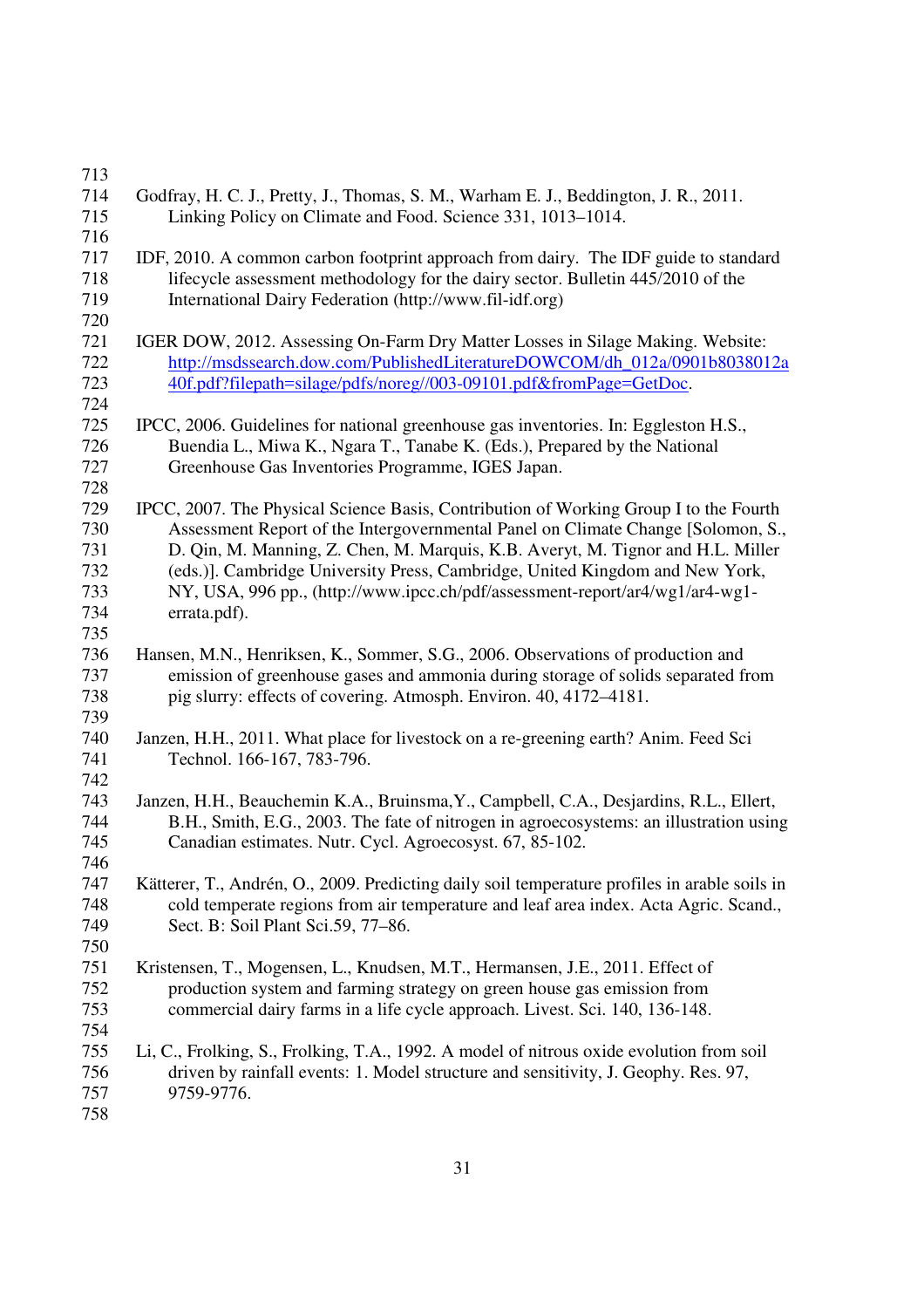Godfray, H. C. J., Pretty, J., Thomas, S. M., Warham E. J., Beddington, J. R., 2011. Linking Policy on Climate and Food. Science 331, 1013–1014.

IDF, 2010. A common carbon footprint approach from dairy. The IDF guide to standard lifecycle assessment methodology for the dairy sector. Bulletin 445/2010 of the International Dairy Federation (http://www.fil-idf.org)

IGER DOW, 2012. Assessing On-Farm Dry Matter Losses in Silage Making. Website: http://msdssearch.dow.com/PublishedLiteratureDOWCOM/dh_012a/0901b8038012a40f.pdf?filepath=silage/pdfs/noreg//003-09101.pdf&fromPage=GetDoc.

IPCC, 2006. Guidelines for national greenhouse gas inventories. In: Eggleston H.S., Buendia L., Miwa K., Ngara T., Tanabe K. (Eds.), Prepared by the National Greenhouse Gas Inventories Programme, IGES Japan.

IPCC, 2007. The Physical Science Basis, Contribution of Working Group I to the Fourth Assessment Report of the Intergovernmental Panel on Climate Change [Solomon, S., D. Qin, M. Manning, Z. Chen, M. Marquis, K.B. Averyt, M. Tignor and H.L. Miller (eds.)]. Cambridge University Press, Cambridge, United Kingdom and New York, NY, USA, 996 pp., (http://www.ipcc.ch/pdf/assessment-report/ar4/wg1/ar4-wg1-errata.pdf).

Hansen, M.N., Henriksen, K., Sommer, S.G., 2006. Observations of production and emission of greenhouse gases and ammonia during storage of solids separated from pig slurry: effects of covering. Atmosph. Environ. 40, 4172–4181.

Janzen, H.H., 2011. What place for livestock on a re-greening earth? Anim. Feed Sci Technol. 166-167, 783-796.

Janzen, H.H., Beauchemin K.A., Bruinsma,Y., Campbell, C.A., Desjardins, R.L., Ellert, B.H., Smith, E.G., 2003. The fate of nitrogen in agroecosystems: an illustration using Canadian estimates. Nutr. Cycl. Agroecosyst. 67, 85-102.

Kätterer, T., Andrén, O., 2009. Predicting daily soil temperature profiles in arable soils in cold temperate regions from air temperature and leaf area index. Acta Agric. Scand., Sect. B: Soil Plant Sci.59, 77–86.

Kristensen, T., Mogensen, L., Knudsen, M.T., Hermansen, J.E., 2011. Effect of production system and farming strategy on green house gas emission from commercial dairy farms in a life cycle approach. Livest. Sci. 140, 136-148.

Li, C., Frolking, S., Frolking, T.A., 1992. A model of nitrous oxide evolution from soil driven by rainfall events: 1. Model structure and sensitivity, J. Geophy. Res. 97, 9759-9776.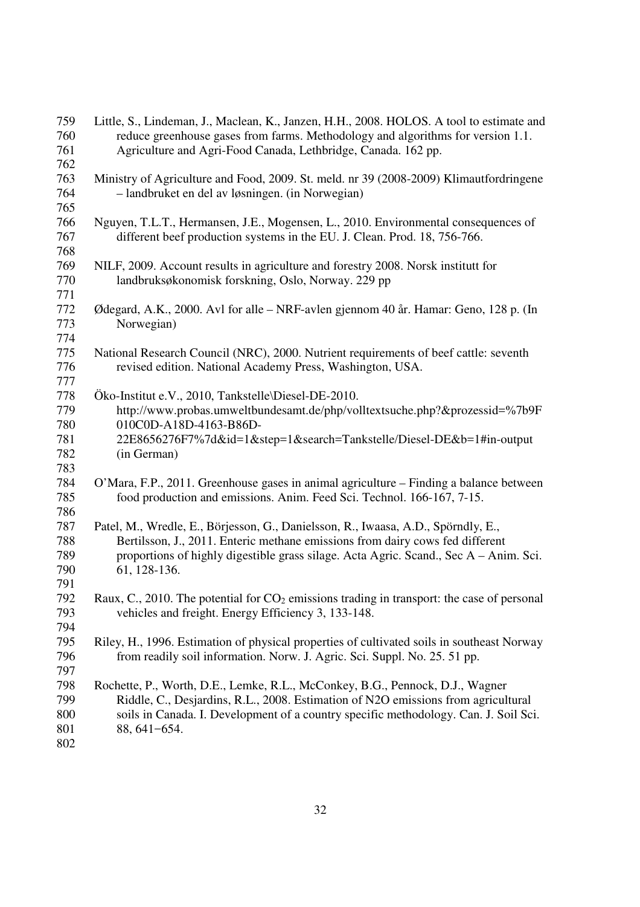Little, S., Lindeman, J., Maclean, K., Janzen, H.H., 2008. HOLOS. A tool to estimate and reduce greenhouse gases from farms. Methodology and algorithms for version 1.1. Agriculture and Agri-Food Canada, Lethbridge, Canada. 162 pp.

Ministry of Agriculture and Food, 2009. St. meld. nr 39 (2008-2009) Klimautfordringene – landbruket en del av løsningen. (in Norwegian)

Nguyen, T.L.T., Hermansen, J.E., Mogensen, L., 2010. Environmental consequences of different beef production systems in the EU. J. Clean. Prod. 18, 756-766.

NILF, 2009. Account results in agriculture and forestry 2008. Norsk institutt for landbruksøkonomisk forskning, Oslo, Norway. 229 pp

Ødegard, A.K., 2000. Avl for alle – NRF-avlen gjennom 40 år. Hamar: Geno, 128 p. (In Norwegian)

National Research Council (NRC), 2000. Nutrient requirements of beef cattle: seventh revised edition. National Academy Press, Washington, USA.

Öko-Institut e.V., 2010, Tankstelle\Diesel-DE-2010. http://www.probas.umweltbundesamt.de/php/volltextsuche.php?&prozessid=%7b9F010C0D-A18D-4163-B86D-22E8656276F7%7d&id=1&step=1&search=Tankstelle/Diesel-DE&b=1#in-output (in German)

O'Mara, F.P., 2011. Greenhouse gases in animal agriculture – Finding a balance between food production and emissions. Anim. Feed Sci. Technol. 166-167, 7-15.

Patel, M., Wredle, E., Börjesson, G., Danielsson, R., Iwaasa, A.D., Spörndly, E., Bertilsson, J., 2011. Enteric methane emissions from dairy cows fed different proportions of highly digestible grass silage. Acta Agric. Scand., Sec A – Anim. Sci. 61, 128-136.

Raux, C., 2010. The potential for $CO_2$ emissions trading in transport: the case of personal vehicles and freight. Energy Efficiency 3, 133-148.

Riley, H., 1996. Estimation of physical properties of cultivated soils in southeast Norway from readily soil information. Norw. J. Agric. Sci. Suppl. No. 25. 51 pp.

Rochette, P., Worth, D.E., Lemke, R.L., McConkey, B.G., Pennock, D.J., Wagner Riddle, C., Desjardins, R.L., 2008. Estimation of N2O emissions from agricultural soils in Canada. I. Development of a country specific methodology. Can. J. Soil Sci. 88, 641−654.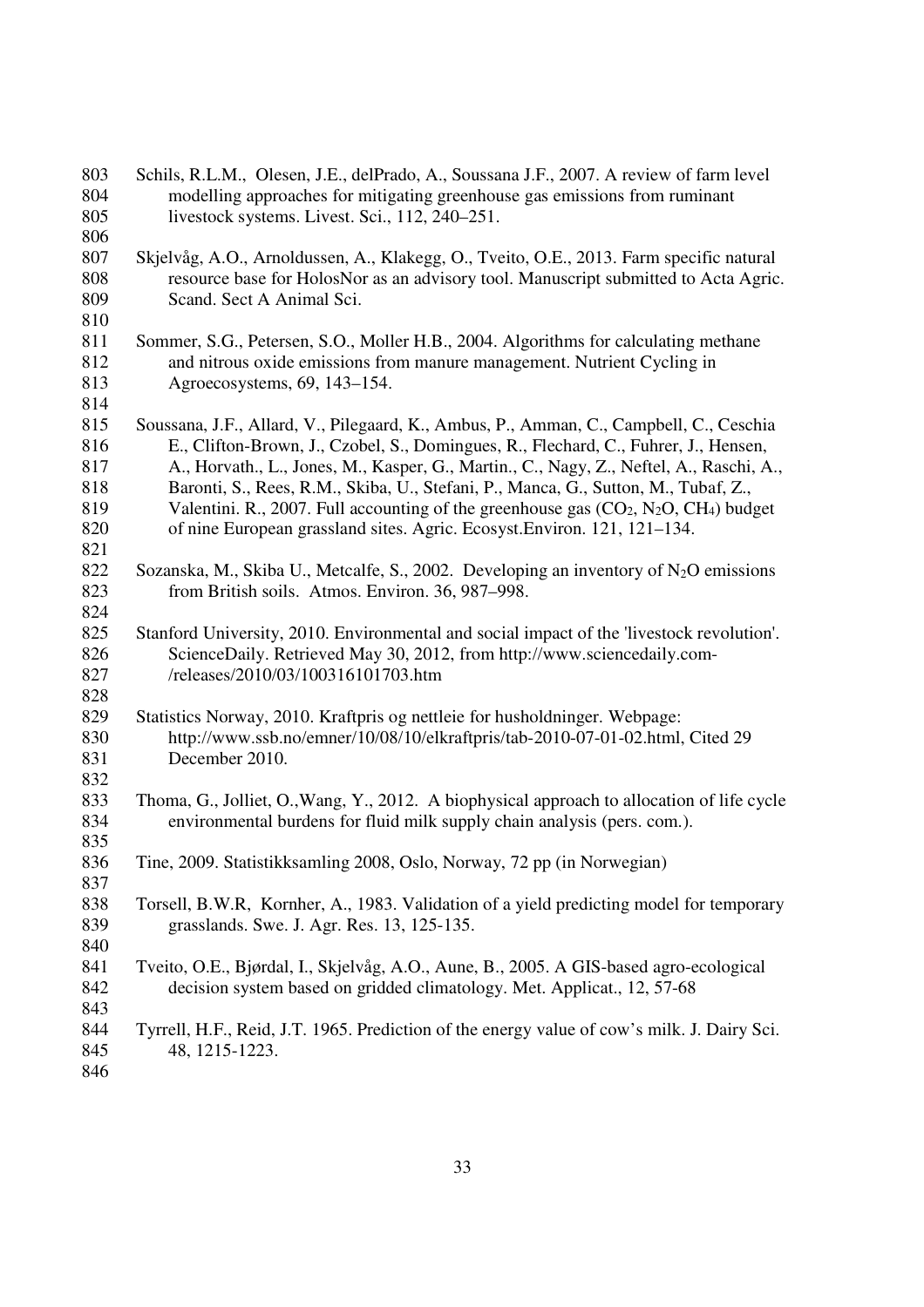Schils, R.L.M., Olesen, J.E., delPrado, A., Soussana J.F., 2007. A review of farm level modelling approaches for mitigating greenhouse gas emissions from ruminant livestock systems. Livest. Sci., 112, 240–251.

Skjelvåg, A.O., Arnoldussen, A., Klakegg, O., Tveito, O.E., 2013. Farm specific natural resource base for HolosNor as an advisory tool. Manuscript submitted to Acta Agric. Scand. Sect A Animal Sci.

Sommer, S.G., Petersen, S.O., Moller H.B., 2004. Algorithms for calculating methane and nitrous oxide emissions from manure management. Nutrient Cycling in Agroecosystems, 69, 143–154.

Soussana, J.F., Allard, V., Pilegaard, K., Ambus, P., Amman, C., Campbell, C., Ceschia E., Clifton-Brown, J., Czobel, S., Domingues, R., Flechard, C., Fuhrer, J., Hensen, A., Horvath., L., Jones, M., Kasper, G., Martin., C., Nagy, Z., Neftel, A., Raschi, A., Baronti, S., Rees, R.M., Skiba, U., Stefani, P., Manca, G., Sutton, M., Tubaf, Z., Valentini. R., 2007. Full accounting of the greenhouse gas ($CO_2$, $N_2O$, $CH_4$) budget of nine European grassland sites. Agric. Ecosyst.Environ. 121, 121–134.

Sozanska, M., Skiba U., Metcalfe, S., 2002. Developing an inventory of $N_2O$ emissions from British soils. Atmos. Environ. 36, 987–998.

Stanford University, 2010. Environmental and social impact of the 'livestock revolution'. ScienceDaily. Retrieved May 30, 2012, from http://www.sciencedaily.com-/releases/2010/03/100316101703.htm

Statistics Norway, 2010. Kraftpris og nettleie for husholdninger. Webpage: http://www.ssb.no/emner/10/08/10/elkraftpris/tab-2010-07-01-02.html, Cited 29 December 2010.

Thoma, G., Jolliet, O.,Wang, Y., 2012. A biophysical approach to allocation of life cycle environmental burdens for fluid milk supply chain analysis (pers. com.).

Tine, 2009. Statistikksamling 2008, Oslo, Norway, 72 pp (in Norwegian)

Torsell, B.W.R, Kornher, A., 1983. Validation of a yield predicting model for temporary grasslands. Swe. J. Agr. Res. 13, 125-135.

Tveito, O.E., Bjørdal, I., Skjelvåg, A.O., Aune, B., 2005. A GIS-based agro-ecological decision system based on gridded climatology. Met. Applicat., 12, 57-68

Tyrrell, H.F., Reid, J.T. 1965. Prediction of the energy value of cow's milk. J. Dairy Sci. 48, 1215-1223.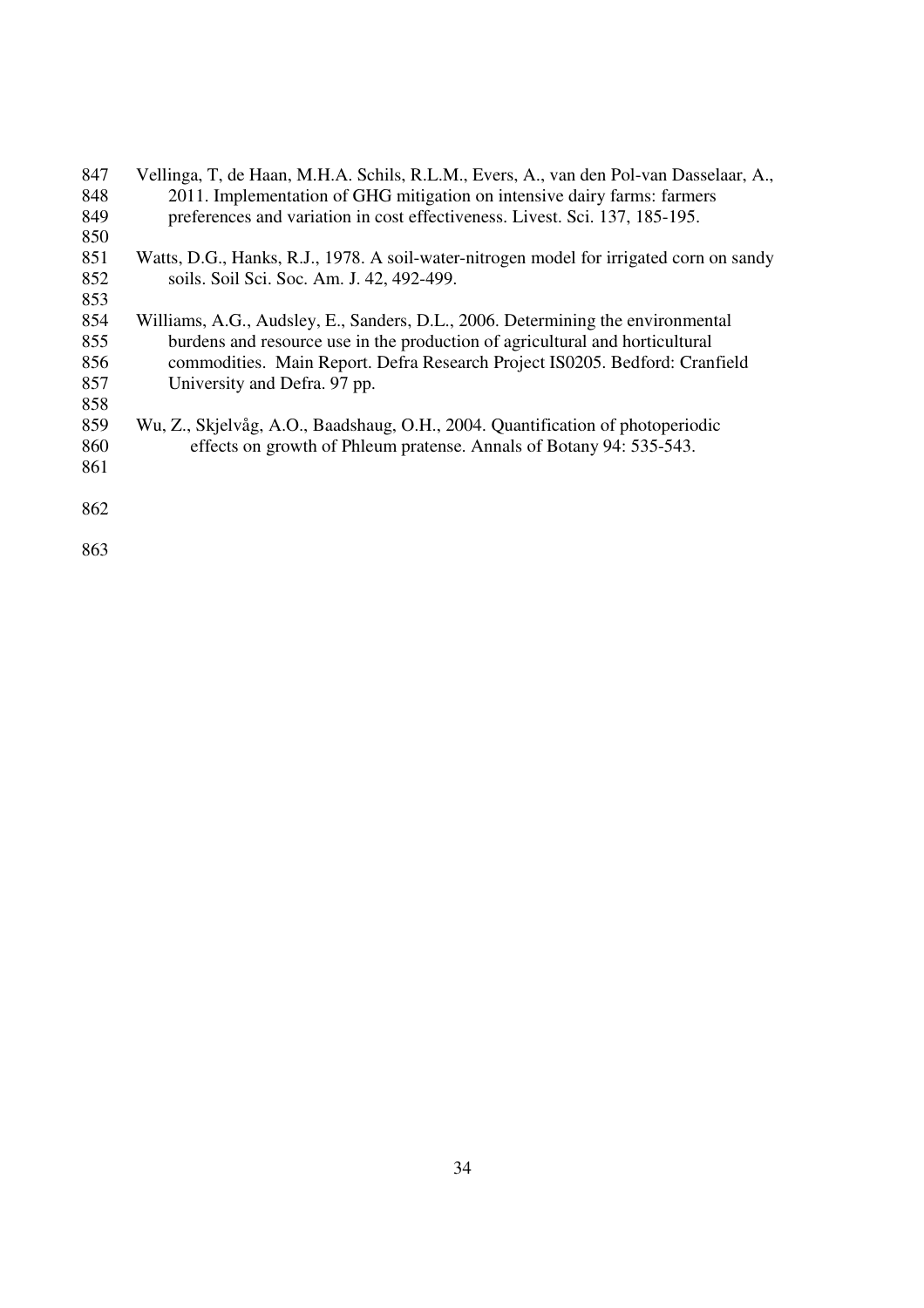Vellinga, T, de Haan, M.H.A. Schils, R.L.M., Evers, A., van den Pol-van Dasselaar, A., 2011. Implementation of GHG mitigation on intensive dairy farms: farmers preferences and variation in cost effectiveness. Livest. Sci. 137, 185-195.

Watts, D.G., Hanks, R.J., 1978. A soil-water-nitrogen model for irrigated corn on sandy soils. Soil Sci. Soc. Am. J. 42, 492-499.

Williams, A.G., Audsley, E., Sanders, D.L., 2006. Determining the environmental burdens and resource use in the production of agricultural and horticultural commodities. Main Report. Defra Research Project IS0205. Bedford: Cranfield University and Defra. 97 pp.

Wu, Z., Skjelvåg, A.O., Baadshaug, O.H., 2004. Quantification of photoperiodic effects on growth of Phleum pratense. Annals of Botany 94: 535-543.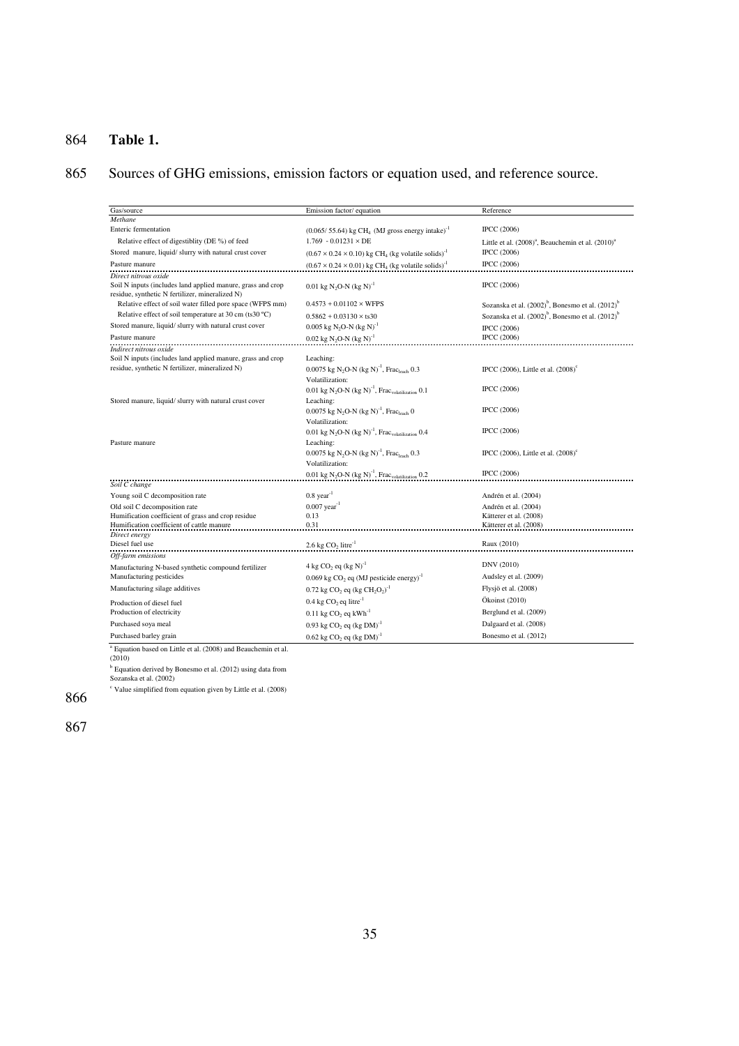**Table 1.**

Sources of GHG emissions, emission factors or equation used, and reference source.

| Gas/source | Emission factor/ equation | Reference |
|---|---|---|
| *Methane* | | |
| Enteric fermentation | $(0.065/ 55.64)$ kg $CH_4$ (MJ gross energy intake)$^{-1}$ | IPCC (2006) |
| Relative effect of digestiblity (DE %) of feed | $1.769 - 0.01231 \times DE$ | Little et al. (2008)[a], Beauchemin et al. (2010)[a] |
| Stored manure, liquid/ slurry with natural crust cover | $(0.67 \times 0.24 \times 0.10)$ kg $CH_4$ (kg volatile solids)$^{-1}$ | IPCC (2006) |
| Pasture manure | $(0.67 \times 0.24 \times 0.01)$ kg $CH_4$ (kg volatile solids)$^{-1}$ | IPCC (2006) |
| *Direct nitrous oxide* | | |
| Soil N inputs (includes land applied manure, grass and crop residue, synthetic N fertilizer, mineralized N) | 0.01 kg $N_2O$-N (kg N)$^{-1}$ | IPCC (2006) |
| Relative effect of soil water filled pore space (WFPS mm) | $0.4573 + 0.01102 \times WFPS$ | Sozanska et al. (2002)[b], Bonesmo et al. (2012)[b] |
| Relative effect of soil temperature at 30 cm (ts30 ºC) | $0.5862 + 0.03130 \times ts30$ | Sozanska et al. (2002)[b], Bonesmo et al. (2012)[b] |
| Stored manure, liquid/ slurry with natural crust cover | 0.005 kg $N_2O$-N (kg N)$^{-1}$ | IPCC (2006) |
| Pasture manure | 0.02 kg $N_2O$-N (kg N)$^{-1}$ | IPCC (2006) |
| *Indirect nitrous oxide* | | |
| Soil N inputs (includes land applied manure, grass and crop residue, synthetic N fertilizer, mineralized N) | Leaching: | |
| | 0.0075 kg $N_2O$-N (kg N)$^{-1}$, $Frac_{leach}$ 0.3 | IPCC (2006), Little et al. (2008)[c] |
| | Volatilization: | |
| | 0.01 kg $N_2O$-N (kg N)$^{-1}$, $Frac_{volatilization}$ 0.1 | IPCC (2006) |
| Stored manure, liquid/ slurry with natural crust cover | Leaching: | |
| | 0.0075 kg $N_2O$-N (kg N)$^{-1}$, $Frac_{leach}$ 0 | IPCC (2006) |
| | Volatilization: | |
| | 0.01 kg $N_2O$-N (kg N)$^{-1}$, $Frac_{volatilization}$ 0.4 | IPCC (2006) |
| Pasture manure | Leaching: | |
| | 0.0075 kg $N_2O$-N (kg N)$^{-1}$, $Frac_{leach}$ 0.3 | IPCC (2006), Little et al. (2008)[c] |
| | Volatilization: | |
| | 0.01 kg $N_2O$-N (kg N)$^{-1}$, $Frac_{volatilization}$ 0.2 | IPCC (2006) |
| *Soil C change* | | |
| Young soil C decomposition rate | 0.8 year$^{-1}$ | Andrén et al. (2004) |
| Old soil C decomposition rate | 0.007 year$^{-1}$ | Andrén et al. (2004) |
| Humification coefficient of grass and crop residue | 0.13 | Kätterer et al. (2008) |
| Humification coefficient of cattle manure | 0.31 | Kätterer et al. (2008) |
| *Direct energy* | | |
| Diesel fuel use | 2.6 kg $CO_2$ litre$^{-1}$ | Raux (2010) |
| *Off-farm emissions* | | |
| Manufacturing N-based synthetic compound fertilizer | 4 kg $CO_2$ eq (kg N)$^{-1}$ | DNV (2010) |
| Manufacturing pesticides | 0.069 kg $CO_2$ eq (MJ pesticide energy)$^{-1}$ | Audsley et al. (2009) |
| Manufacturing silage additives | 0.72 kg $CO_2$ eq (kg $CH_2O_2$)$^{-1}$ | Flysjö et al. (2008) |
| Production of diesel fuel | 0.4 kg $CO_2$ eq litre$^{-1}$ | Ökoinst (2010) |
| Production of electricity | 0.11 kg $CO_2$ eq kWh$^{-1}$ | Berglund et al. (2009) |
| Purchased soya meal | 0.93 kg $CO_2$ eq (kg DM)$^{-1}$ | Dalgaard et al. (2008) |
| Purchased barley grain | 0.62 kg $CO_2$ eq (kg DM)$^{-1}$ | Bonesmo et al. (2012) |

[a] Equation based on Little et al. (2008) and Beauchemin et al. (2010)

[b] Equation derived by Bonesmo et al. (2012) using data from Sozanska et al. (2002)

[c] Value simplified from equation given by Little et al. (2008)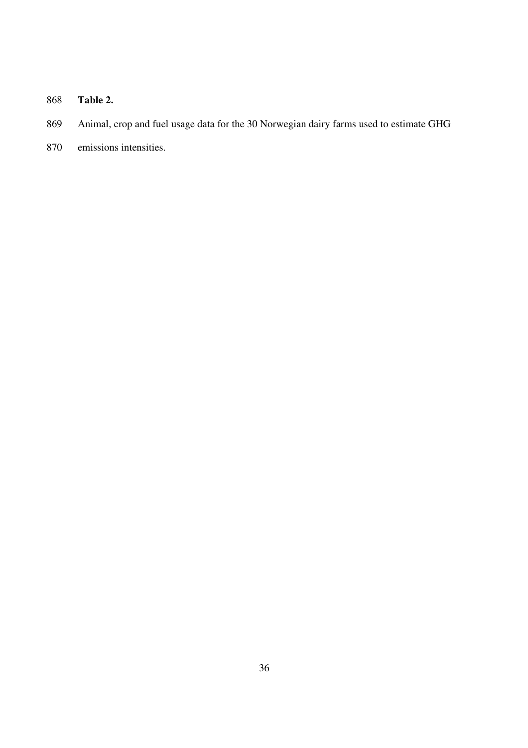**Table 2.**

Animal, crop and fuel usage data for the 30 Norwegian dairy farms used to estimate GHG emissions intensities.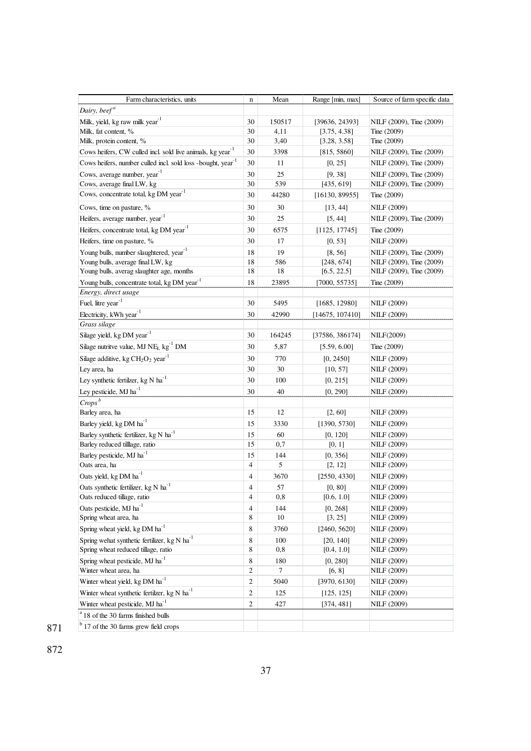| Farm characteristics, units | n | Mean | Range [min, max] | Source of farm specific data |
|---|---|---|---|---|
| *Dairy, beef* [a] | | | | |
| Milk, yield, kg raw milk year$^{-1}$ | 30 | 150517 | [39636, 24393] | NILF (2009), Tine (2009) |
| Milk, fat content, % | 30 | 4,11 | [3.75, 4.38] | Tine (2009) |
| Milk, protein content, % | 30 | 3,40 | [3.28, 3.58] | Tine (2009) |
| Cows heifers, CW culled incl. sold live animals, kg year$^{-1}$ | 30 | 3398 | [815, 5860] | NILF (2009), Tine (2009) |
| Cows heifers, number culled incl. sold loss -bought, year$^{-1}$ | 30 | 11 | [0, 25] | NILF (2009), Tine (2009) |
| Cows, average number, year$^{-1}$ | 30 | 25 | [9, 38] | NILF (2009), Tine (2009) |
| Cows, average final LW, kg | 30 | 539 | [435, 619] | NILF (2009), Tine (2009) |
| Cows, concentrate total, kg DM year$^{-1}$ | 30 | 44280 | [16130, 89955] | Tine (2009) |
| Cows, time on pasture, % | 30 | 30 | [13, 44] | NILF (2009) |
| Heifers, average number, year$^{-1}$ | 30 | 25 | [5, 44] | NILF (2009), Tine (2009) |
| Heifers, concentrate total, kg DM year$^{-1}$ | 30 | 6575 | [1125, 17745] | Tine (2009) |
| Heifers, time on pasture, % | 30 | 17 | [0, 53] | NILF (2009) |
| Young bulls, number slaughtered, year$^{-1}$ | 18 | 19 | [8, 56] | NILF (2009), Tine (2009) |
| Young bulls, average final LW, kg | 18 | 586 | [248, 674] | NILF (2009), Tine (2009) |
| Young bulls, averag slaughter age, months | 18 | 18 | [6.5, 22.5] | NILF (2009), Tine (2009) |
| Young bulls, concentrate total, kg DM year$^{-1}$ | 18 | 23895 | [7000, 55735] | Tine (2009) |
| *Energy, direct usage* | | | | |
| Fuel, litre year$^{-1}$ | 30 | 5495 | [1685, 12980] | NILF (2009) |
| Electricity, kWh year$^{-1}$ | 30 | 42990 | [14675, 107410] | NILF (2009) |
| *Grass silage* | | | | |
| Silage yield, kg DM year$^{-1}$ | 30 | 164245 | [37586, 386174] | NILF(2009) |
| Silage nutritve value, MJ $NE_L$ kg$^{-1}$ DM | 30 | 5,87 | [5.59, 6.00] | Tine (2009) |
| Silage additive, kg $CH_2O_2$ year$^{-1}$ | 30 | 770 | [0, 2450] | NILF (2009) |
| Ley area, ha | 30 | 30 | [10, 57] | NILF (2009) |
| Ley synthetic fertilzer, kg N ha$^{-1}$ | 30 | 100 | [0, 215] | NILF (2009) |
| Ley pesticide, MJ ha$^{-1}$ | 30 | 40 | [0, 290] | NILF (2009) |
| *Crops* [b] | | | | |
| Barley area, ha | 15 | 12 | [2, 60] | NILF (2009) |
| Barley yield, kg DM ha$^{-1}$ | 15 | 3330 | [1390, 5730] | NILF (2009) |
| Barley synthetic fertilizer, kg N ha$^{-1}$ | 15 | 60 | [0, 120] | NILF (2009) |
| Barley reduced tilllage, ratio | 15 | 0,7 | [0, 1] | NILF (2009) |
| Barley pesticide, MJ ha$^{-1}$ | 15 | 144 | [0, 356] | NILF (2009) |
| Oats area, ha | 4 | 5 | [2, 12] | NILF (2009) |
| Oats yield, kg DM ha$^{-1}$ | 4 | 3670 | [2550, 4330] | NILF (2009) |
| Oats synthetic fertilizer, kg N ha$^{-1}$ | 4 | 57 | [0, 80] | NILF (2009) |
| Oats reduced tillage, ratio | 4 | 0,8 | [0.6, 1.0] | NILF (2009) |
| Oats pesticide, MJ ha$^{-1}$ | 4 | 144 | [0, 268] | NILF (2009) |
| Spring wheat area, ha | 8 | 10 | [3, 25] | NILF (2009) |
| Spring wheat yield, kg DM ha$^{-1}$ | 8 | 3760 | [2460, 5620] | NILF (2009) |
| Spring wehat synthetic fertilizer, kg N ha$^{-1}$ | 8 | 100 | [20, 140] | NILF (2009) |
| Spring wheat reduced tillage, ratio | 8 | 0,8 | [0.4, 1.0] | NILF (2009) |
| Spring wheat pesticide, MJ ha$^{-1}$ | 8 | 180 | [0, 280] | NILF (2009) |
| Winter wheat area, ha | 2 | 7 | [6, 8] | NILF (2009) |
| Winter wheat yield, kg DM ha$^{-1}$ | 2 | 5040 | [3970, 6130] | NILF (2009) |
| Winter wheat synthetic fertilizer, kg N ha$^{-1}$ | 2 | 125 | [125, 125] | NILF (2009) |
| Winter wheat pesticide, MJ ha$^{-1}$ | 2 | 427 | [374, 481] | NILF (2009) |
| [a] 18 of the 30 farms finished bulls | | | | |
| [b] 17 of the 30 farms grew field crops | | | | |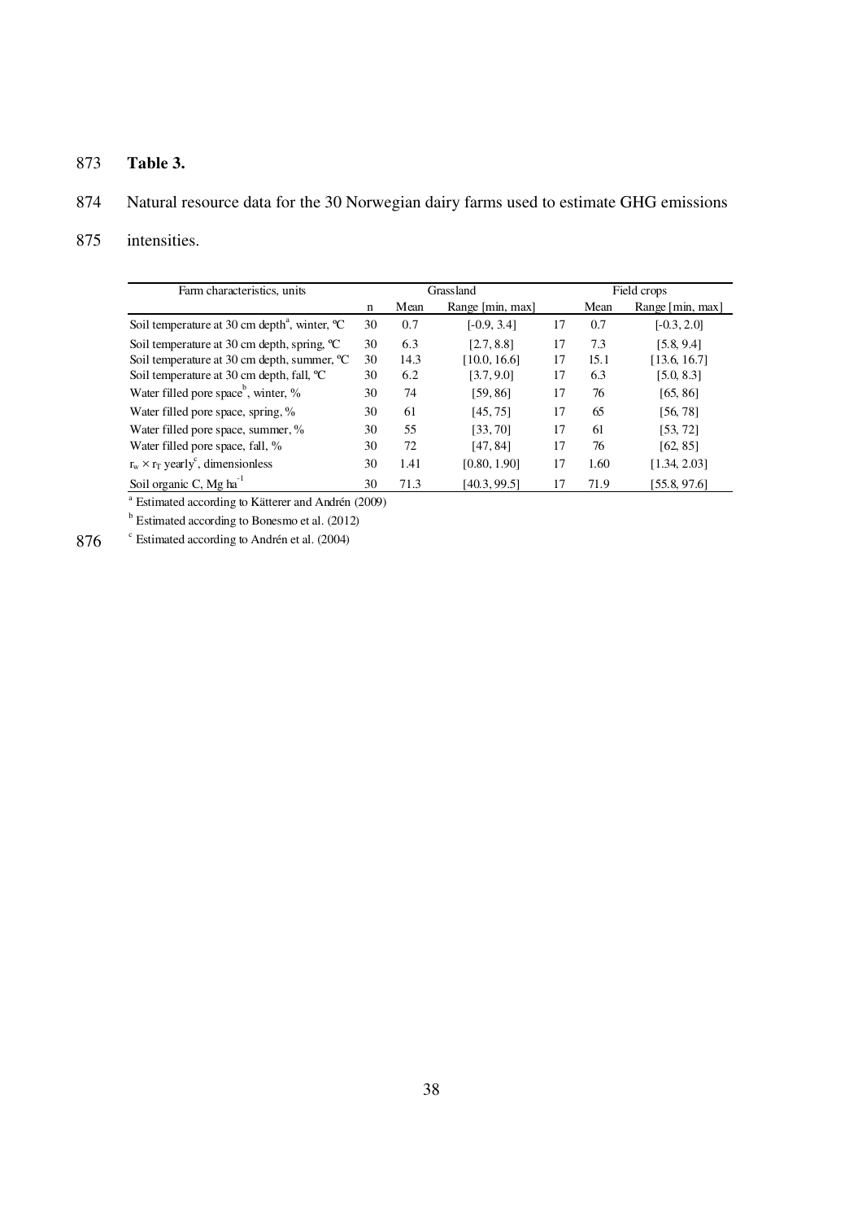**Table 3.**

Natural resource data for the 30 Norwegian dairy farms used to estimate GHG emissions intensities.

| Farm characteristics, units | Grassland | | | Field crops | | |
|---|---|---|---|---|---|---|
| | n | Mean | Range [min, max] | | Mean | Range [min, max] |
| Soil temperature at 30 cm depth[a], winter, ºC | 30 | 0.7 | [-0.9, 3.4] | 17 | 0.7 | [-0.3, 2.0] |
| Soil temperature at 30 cm depth, spring, ºC | 30 | 6.3 | [2.7, 8.8] | 17 | 7.3 | [5.8, 9.4] |
| Soil temperature at 30 cm depth, summer, ºC | 30 | 14.3 | [10.0, 16.6] | 17 | 15.1 | [13.6, 16.7] |
| Soil temperature at 30 cm depth, fall, ºC | 30 | 6.2 | [3.7, 9.0] | 17 | 6.3 | [5.0, 8.3] |
| Water filled pore space[b], winter, % | 30 | 74 | [59, 86] | 17 | 76 | [65, 86] |
| Water filled pore space, spring, % | 30 | 61 | [45, 75] | 17 | 65 | [56, 78] |
| Water filled pore space, summer, % | 30 | 55 | [33, 70] | 17 | 61 | [53, 72] |
| Water filled pore space, fall, % | 30 | 72 | [47, 84] | 17 | 76 | [62, 85] |
| $r_w \times r_T$ yearly[c], dimensionless | 30 | 1.41 | [0.80, 1.90] | 17 | 1.60 | [1.34, 2.03] |
| Soil organic C, Mg ha$^{-1}$ | 30 | 71.3 | [40.3, 99.5] | 17 | 71.9 | [55.8, 97.6] |

[a] Estimated according to Kätterer and Andrén (2009)

[b] Estimated according to Bonesmo et al. (2012)

[c] Estimated according to Andrén et al. (2004)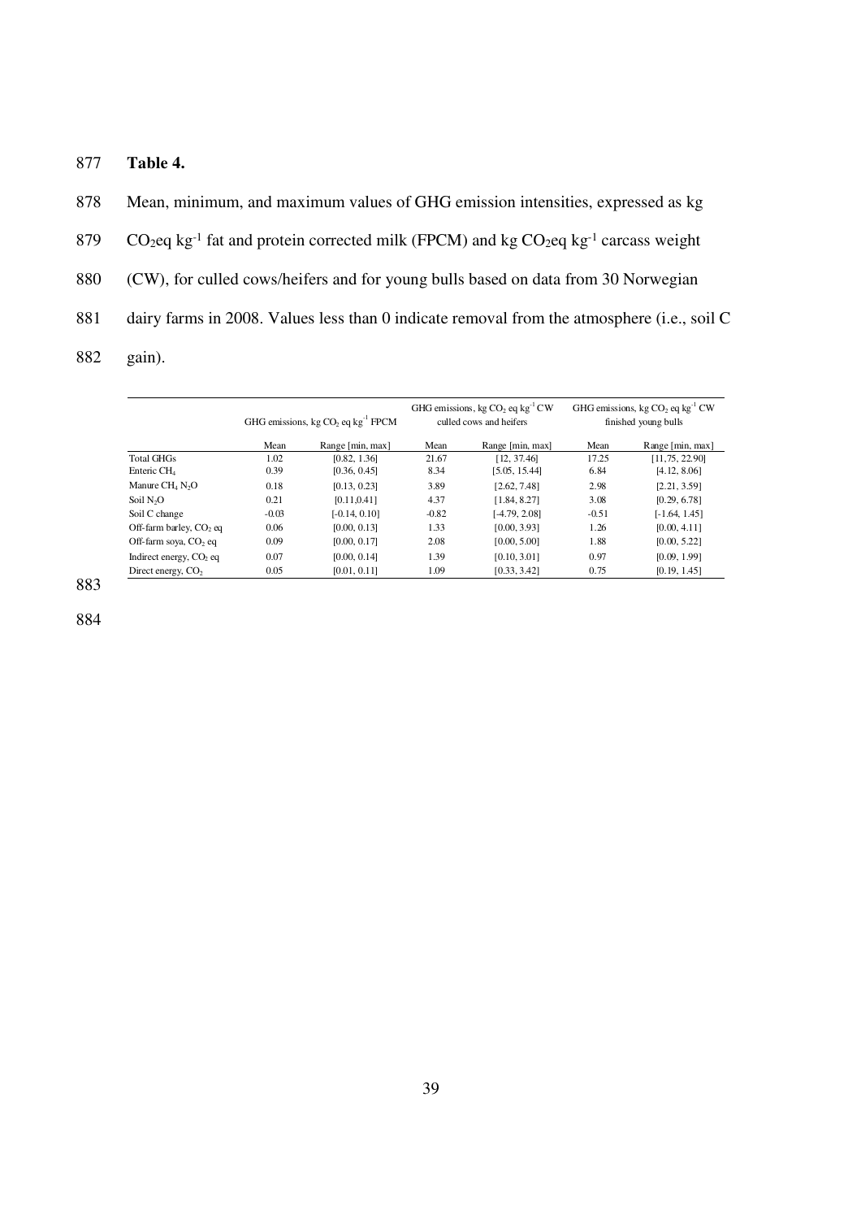**Table 4.**

Mean, minimum, and maximum values of GHG emission intensities, expressed as kg $CO_2$eq $kg^{-1}$ fat and protein corrected milk (FPCM) and kg $CO_2$eq $kg^{-1}$ carcass weight (CW), for culled cows/heifers and for young bulls based on data from 30 Norwegian dairy farms in 2008. Values less than 0 indicate removal from the atmosphere (i.e., soil C gain).

| | GHG emissions, kg $CO_2$ eq $kg^{-1}$ FPCM | | GHG emissions, kg $CO_2$ eq $kg^{-1}$ CW culled cows and heifers | | GHG emissions, kg $CO_2$ eq $kg^{-1}$ CW finished young bulls | |
|---|---|---|---|---|---|---|
| | Mean | Range [min, max] | Mean | Range [min, max] | Mean | Range [min, max] |
| Total GHGs | 1.02 | [0.82, 1.36] | 21.67 | [12, 37.46] | 17.25 | [11,75, 22.90] |
| Enteric $CH_4$ | 0.39 | [0.36, 0.45] | 8.34 | [5.05, 15.44] | 6.84 | [4.12, 8.06] |
| Manure $CH_4$ $N_2O$ | 0.18 | [0.13, 0.23] | 3.89 | [2.62, 7.48] | 2.98 | [2.21, 3.59] |
| Soil $N_2O$ | 0.21 | [0.11,0.41] | 4.37 | [1.84, 8.27] | 3.08 | [0.29, 6.78] |
| Soil C change | -0.03 | [-0.14, 0.10] | -0.82 | [-4.79, 2.08] | -0.51 | [-1.64, 1.45] |
| Off-farm barley, $CO_2$ eq | 0.06 | [0.00, 0.13] | 1.33 | [0.00, 3.93] | 1.26 | [0.00, 4.11] |
| Off-farm soya, $CO_2$ eq | 0.09 | [0.00, 0.17] | 2.08 | [0.00, 5.00] | 1.88 | [0.00, 5.22] |
| Indirect energy, $CO_2$ eq | 0.07 | [0.00, 0.14] | 1.39 | [0.10, 3.01] | 0.97 | [0.09, 1.99] |
| Direct energy, $CO_2$ | 0.05 | [0.01, 0.11] | 1.09 | [0.33, 3.42] | 0.75 | [0.19, 1.45] |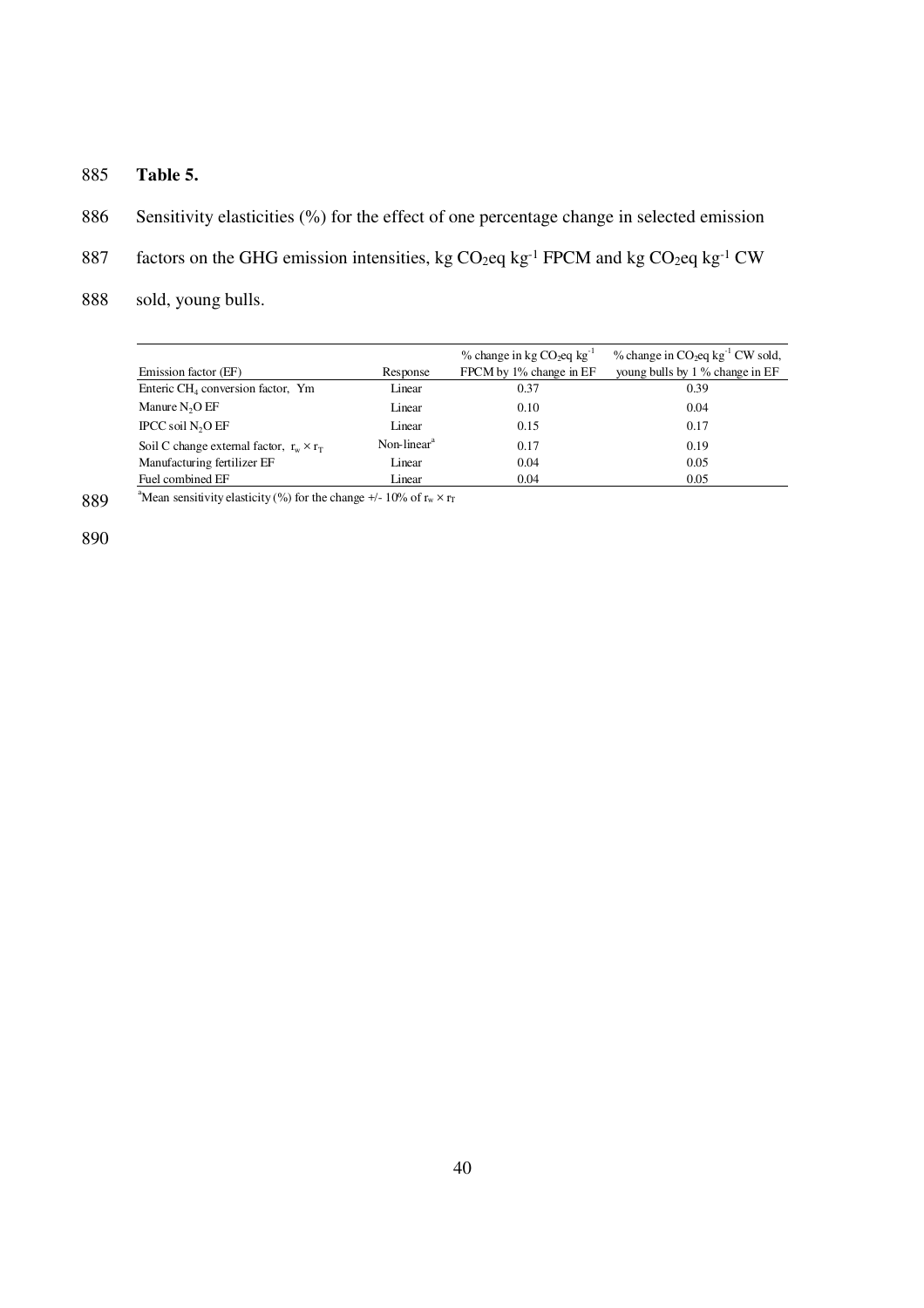**Table 5.**

Sensitivity elasticities (%) for the effect of one percentage change in selected emission factors on the GHG emission intensities, kg $CO_2$eq kg$^{-1}$ FPCM and kg $CO_2$eq kg$^{-1}$ CW sold, young bulls.

| Emission factor (EF) | Response | % change in kg $CO_2$eq kg$^{-1}$ FPCM by 1% change in EF | % change in $CO_2$eq kg$^{-1}$ CW sold, young bulls by 1 % change in EF |
|---|---|---|---|
| Enteric $CH_4$ conversion factor, Ym | Linear | 0.37 | 0.39 |
| Manure $N_2O$ EF | Linear | 0.10 | 0.04 |
| IPCC soil $N_2O$ EF | Linear | 0.15 | 0.17 |
| Soil C change external factor, $r_w \times r_T$ | Non-linear[a] | 0.17 | 0.19 |
| Manufacturing fertilizer EF | Linear | 0.04 | 0.05 |
| Fuel combined EF | Linear | 0.04 | 0.05 |

[a]Mean sensitivity elasticity (%) for the change +/- 10% of $r_w \times r_T$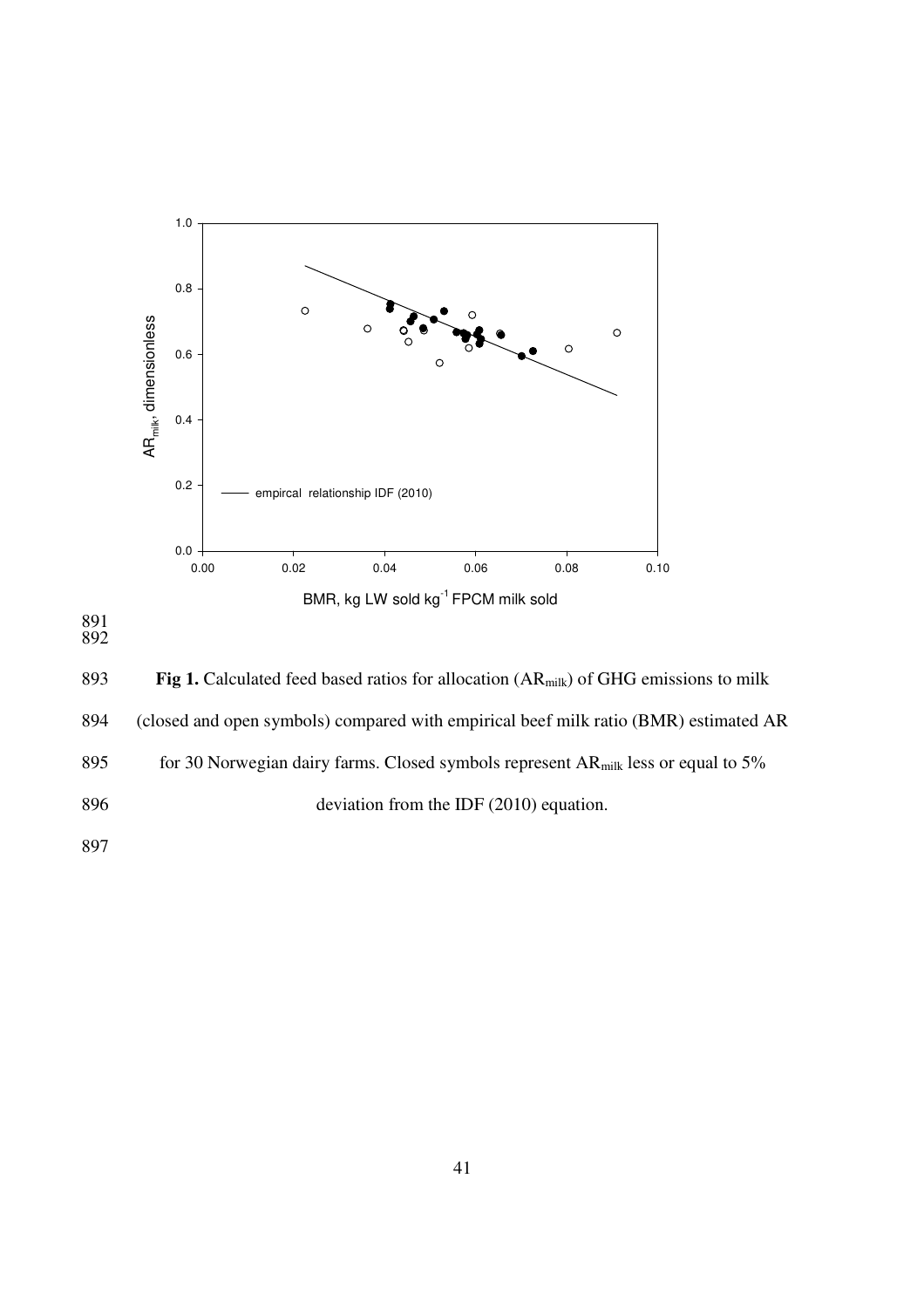Fig 1. Calculated feed based ratios for allocation ($AR_{milk}$) of GHG emissions to milk (closed and open symbols) compared with empirical beef milk ratio (BMR) estimated AR for 30 Norwegian dairy farms. Closed symbols represent $AR_{milk}$ less or equal to 5% deviation from the IDF (2010) equation.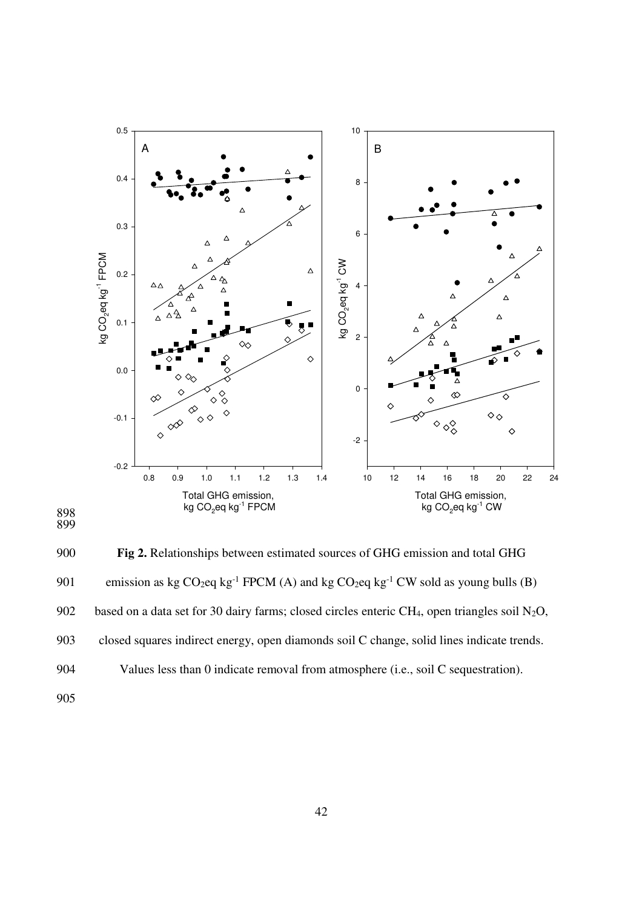Fig 2. Relationships between estimated sources of GHG emission and total GHG emission as kg $CO_2$eq kg$^{-1}$ FPCM (A) and kg $CO_2$eq kg$^{-1}$ CW sold as young bulls (B) based on a data set for 30 dairy farms; closed circles enteric $CH_4$, open triangles soil $N_2O$, closed squares indirect energy, open diamonds soil C change, solid lines indicate trends. Values less than 0 indicate removal from atmosphere (i.e., soil C sequestration).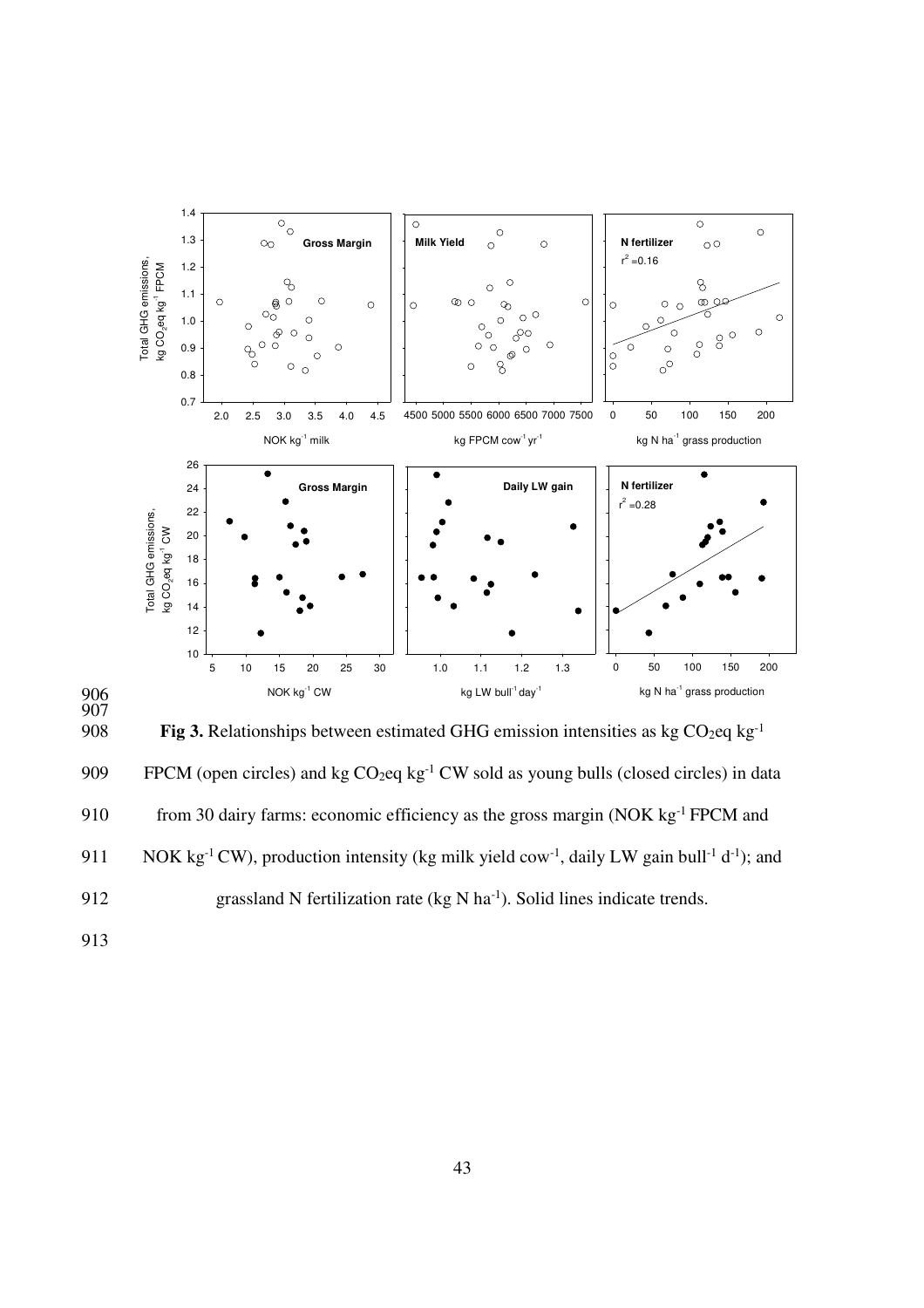**Fig 3.** Relationships between estimated GHG emission intensities as kg $CO_2$eq kg$^{-1}$ FPCM (open circles) and kg $CO_2$eq kg$^{-1}$ CW sold as young bulls (closed circles) in data from 30 dairy farms: economic efficiency as the gross margin (NOK kg$^{-1}$ FPCM and NOK kg$^{-1}$ CW), production intensity (kg milk yield cow$^{-1}$, daily LW gain bull$^{-1}$ d$^{-1}$); and grassland N fertilization rate (kg N ha$^{-1}$). Solid lines indicate trends.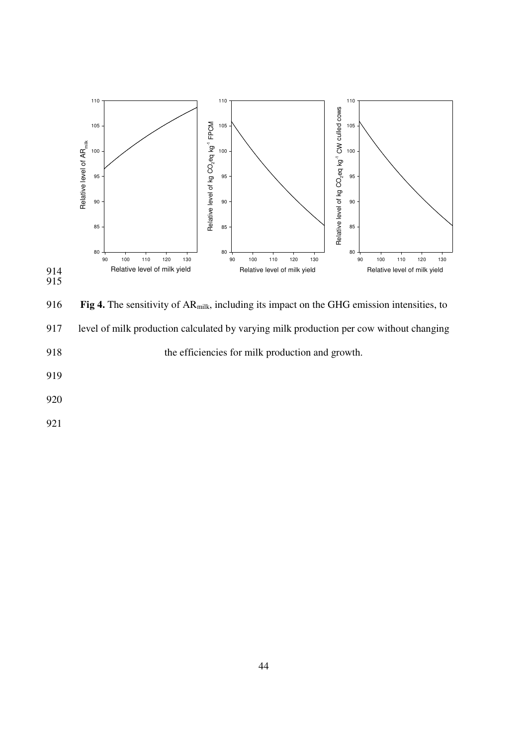110

105

100

95

90

85

80

90 100 110 120 130

Relative level of $AR_{milk}$

Relative level of milk yield

110

105

100

95

90

85

80

90 100 110 120 130

Relative level of kg $CO_2$eq $kg^{-1}$ FPCM

Relative level of milk yield

110

105

100

95

90

85

80

90 100 110 120 130

Relative level of kg $CO_2$eq $kg^{-1}$ CW culled cows

Relative level of milk yield

**Fig 4.** The sensitivity of $AR_{milk}$, including its impact on the GHG emission intensities, to level of milk production calculated by varying milk production per cow without changing the efficiencies for milk production and growth.